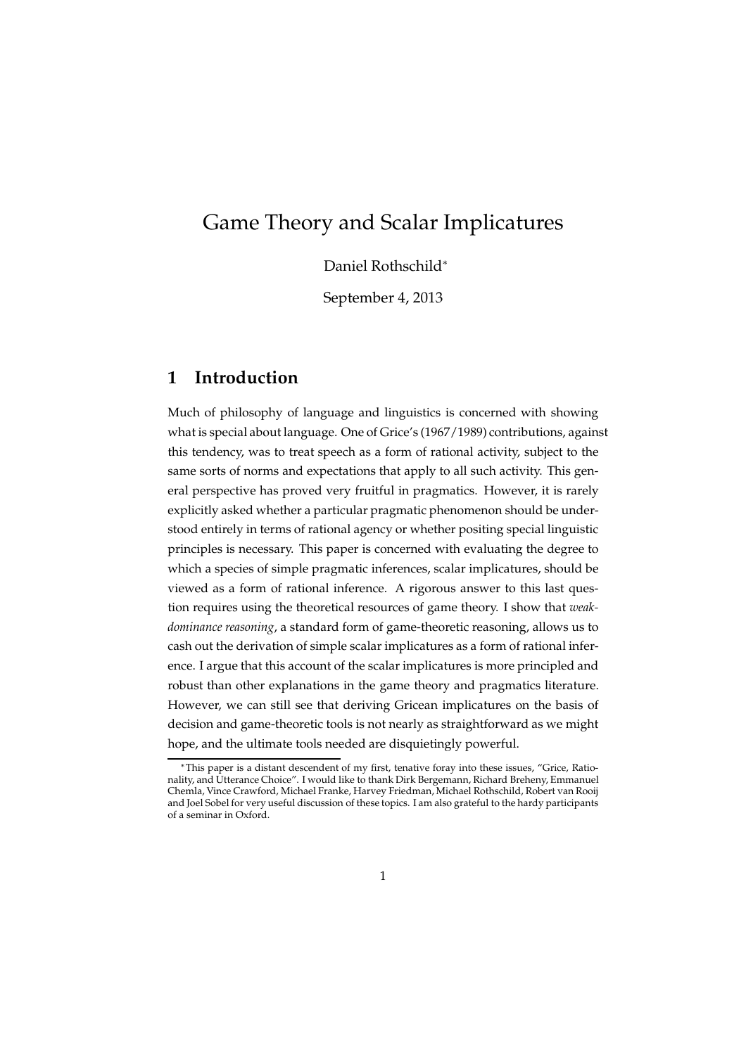# Game Theory and Scalar Implicatures

Daniel Rothschild*

September 4, 2013

## 1 Introduction

Much of philosophy of language and linguistics is concerned with showing what is special about language. One of Grice's (1967/1989) contributions, against this tendency, was to treat speech as a form of rational activity, subject to the same sorts of norms and expectations that apply to all such activity. This general perspective has proved very fruitful in pragmatics. However, it is rarely explicitly asked whether a particular pragmatic phenomenon should be understood entirely in terms of rational agency or whether positing special linguistic principles is necessary. This paper is concerned with evaluating the degree to which a species of simple pragmatic inferences, scalar implicatures, should be viewed as a form of rational inference. A rigorous answer to this last question requires using the theoretical resources of game theory. I show that *weak-dominance reasoning*, a standard form of game-theoretic reasoning, allows us to cash out the derivation of simple scalar implicatures as a form of rational inference. I argue that this account of the scalar implicatures is more principled and robust than other explanations in the game theory and pragmatics literature. However, we can still see that deriving Gricean implicatures on the basis of decision and game-theoretic tools is not nearly as straightforward as we might hope, and the ultimate tools needed are disquietingly powerful.

*This paper is a distant descendent of my first, tenative foray into these issues, "Grice, Rationality, and Utterance Choice". I would like to thank Dirk Bergemann, Richard Breheny, Emmanuel Chemla, Vince Crawford, Michael Franke, Harvey Friedman, Michael Rothschild, Robert van Rooij and Joel Sobel for very useful discussion of these topics. I am also grateful to the hardy participants of a seminar in Oxford.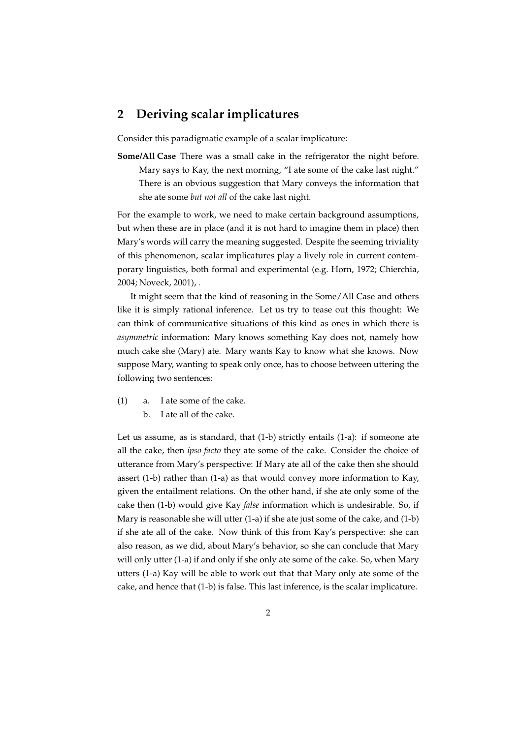## 2 Deriving scalar implicatures

Consider this paradigmatic example of a scalar implicature:

**Some/All Case** There was a small cake in the refrigerator the night before. Mary says to Kay, the next morning, "I ate some of the cake last night." There is an obvious suggestion that Mary conveys the information that she ate some *but not all* of the cake last night.

For the example to work, we need to make certain background assumptions, but when these are in place (and it is not hard to imagine them in place) then Mary's words will carry the meaning suggested. Despite the seeming triviality of this phenomenon, scalar implicatures play a lively role in current contemporary linguistics, both formal and experimental (e.g. Horn, 1972; Chierchia, 2004; Noveck, 2001), .

It might seem that the kind of reasoning in the Some/All Case and others like it is simply rational inference. Let us try to tease out this thought: We can think of communicative situations of this kind as ones in which there is *asymmetric* information: Mary knows something Kay does not, namely how much cake she (Mary) ate. Mary wants Kay to know what she knows. Now suppose Mary, wanting to speak only once, has to choose between uttering the following two sentences:

(1) a. I ate some of the cake.
    b. I ate all of the cake.

Let us assume, as is standard, that (1-b) strictly entails (1-a): if someone ate all the cake, then *ipso facto* they ate some of the cake. Consider the choice of utterance from Mary's perspective: If Mary ate all of the cake then she should assert (1-b) rather than (1-a) as that would convey more information to Kay, given the entailment relations. On the other hand, if she ate only some of the cake then (1-b) would give Kay *false* information which is undesirable. So, if Mary is reasonable she will utter (1-a) if she ate just some of the cake, and (1-b) if she ate all of the cake. Now think of this from Kay's perspective: she can also reason, as we did, about Mary's behavior, so she can conclude that Mary will only utter (1-a) if and only if she only ate some of the cake. So, when Mary utters (1-a) Kay will be able to work out that that Mary only ate some of the cake, and hence that (1-b) is false. This last inference, is the scalar implicature.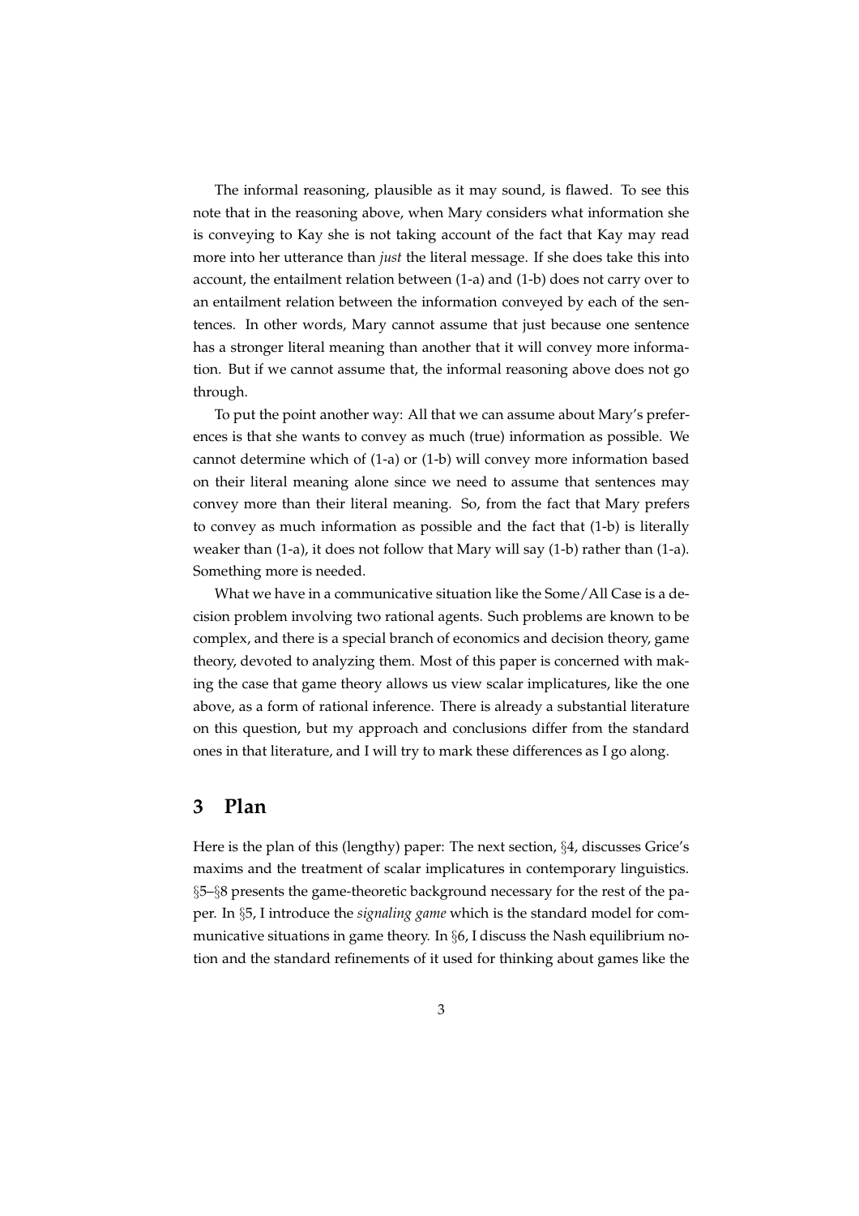The informal reasoning, plausible as it may sound, is flawed. To see this note that in the reasoning above, when Mary considers what information she is conveying to Kay she is not taking account of the fact that Kay may read more into her utterance than *just* the literal message. If she does take this into account, the entailment relation between (1-a) and (1-b) does not carry over to an entailment relation between the information conveyed by each of the sentences. In other words, Mary cannot assume that just because one sentence has a stronger literal meaning than another that it will convey more information. But if we cannot assume that, the informal reasoning above does not go through.

To put the point another way: All that we can assume about Mary's preferences is that she wants to convey as much (true) information as possible. We cannot determine which of (1-a) or (1-b) will convey more information based on their literal meaning alone since we need to assume that sentences may convey more than their literal meaning. So, from the fact that Mary prefers to convey as much information as possible and the fact that (1-b) is literally weaker than (1-a), it does not follow that Mary will say (1-b) rather than (1-a). Something more is needed.

What we have in a communicative situation like the Some/All Case is a decision problem involving two rational agents. Such problems are known to be complex, and there is a special branch of economics and decision theory, game theory, devoted to analyzing them. Most of this paper is concerned with making the case that game theory allows us view scalar implicatures, like the one above, as a form of rational inference. There is already a substantial literature on this question, but my approach and conclusions differ from the standard ones in that literature, and I will try to mark these differences as I go along.

## 3 Plan

Here is the plan of this (lengthy) paper: The next section, §4, discusses Grice's maxims and the treatment of scalar implicatures in contemporary linguistics. §5–§8 presents the game-theoretic background necessary for the rest of the paper. In §5, I introduce the *signaling game* which is the standard model for communicative situations in game theory. In §6, I discuss the Nash equilibrium notion and the standard refinements of it used for thinking about games like the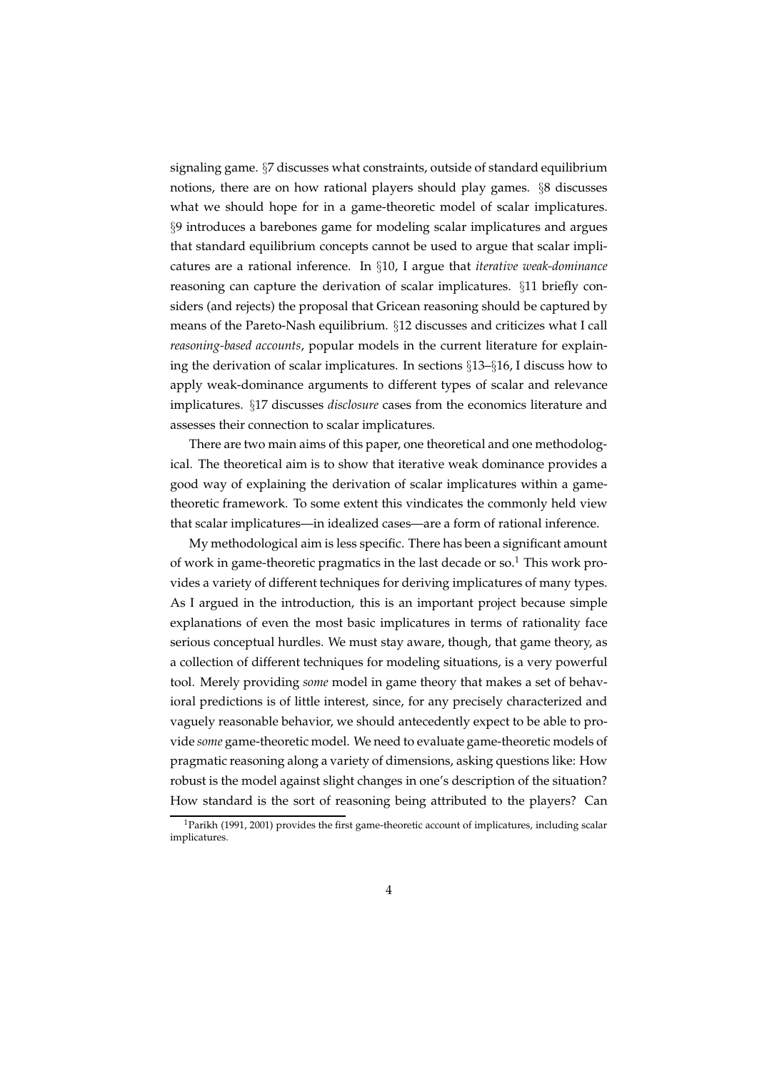signaling game. §7 discusses what constraints, outside of standard equilibrium notions, there are on how rational players should play games. §8 discusses what we should hope for in a game-theoretic model of scalar implicatures. §9 introduces a barebones game for modeling scalar implicatures and argues that standard equilibrium concepts cannot be used to argue that scalar implicatures are a rational inference. In §10, I argue that *iterative weak-dominance* reasoning can capture the derivation of scalar implicatures. §11 briefly considers (and rejects) the proposal that Gricean reasoning should be captured by means of the Pareto-Nash equilibrium. §12 discusses and criticizes what I call *reasoning-based accounts*, popular models in the current literature for explaining the derivation of scalar implicatures. In sections §13–§16, I discuss how to apply weak-dominance arguments to different types of scalar and relevance implicatures. §17 discusses *disclosure* cases from the economics literature and assesses their connection to scalar implicatures.

There are two main aims of this paper, one theoretical and one methodological. The theoretical aim is to show that iterative weak dominance provides a good way of explaining the derivation of scalar implicatures within a game-theoretic framework. To some extent this vindicates the commonly held view that scalar implicatures—in idealized cases—are a form of rational inference.

My methodological aim is less specific. There has been a significant amount of work in game-theoretic pragmatics in the last decade or so.[1] This work provides a variety of different techniques for deriving implicatures of many types. As I argued in the introduction, this is an important project because simple explanations of even the most basic implicatures in terms of rationality face serious conceptual hurdles. We must stay aware, though, that game theory, as a collection of different techniques for modeling situations, is a very powerful tool. Merely providing *some* model in game theory that makes a set of behavioral predictions is of little interest, since, for any precisely characterized and vaguely reasonable behavior, we should antecedently expect to be able to provide *some* game-theoretic model. We need to evaluate game-theoretic models of pragmatic reasoning along a variety of dimensions, asking questions like: How robust is the model against slight changes in one's description of the situation? How standard is the sort of reasoning being attributed to the players? Can

[1] Parikh (1991, 2001) provides the first game-theoretic account of implicatures, including scalar implicatures.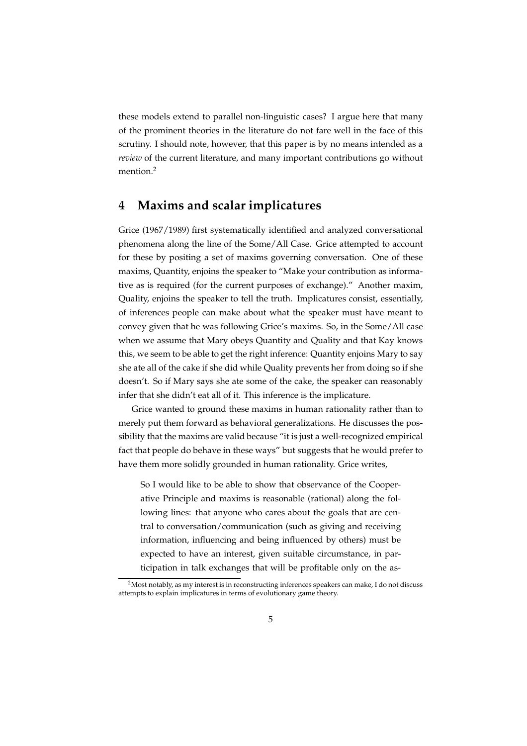these models extend to parallel non-linguistic cases? I argue here that many of the prominent theories in the literature do not fare well in the face of this scrutiny. I should note, however, that this paper is by no means intended as a *review* of the current literature, and many important contributions go without mention.[2]

## 4 Maxims and scalar implicatures

Grice (1967/1989) first systematically identified and analyzed conversational phenomena along the line of the Some/All Case. Grice attempted to account for these by positing a set of maxims governing conversation. One of these maxims, Quantity, enjoins the speaker to "Make your contribution as informative as is required (for the current purposes of exchange)." Another maxim, Quality, enjoins the speaker to tell the truth. Implicatures consist, essentially, of inferences people can make about what the speaker must have meant to convey given that he was following Grice's maxims. So, in the Some/All case when we assume that Mary obeys Quantity and Quality and that Kay knows this, we seem to be able to get the right inference: Quantity enjoins Mary to say she ate all of the cake if she did while Quality prevents her from doing so if she doesn't. So if Mary says she ate some of the cake, the speaker can reasonably infer that she didn't eat all of it. This inference is the implicature.

Grice wanted to ground these maxims in human rationality rather than to merely put them forward as behavioral generalizations. He discusses the possibility that the maxims are valid because "it is just a well-recognized empirical fact that people do behave in these ways" but suggests that he would prefer to have them more solidly grounded in human rationality. Grice writes,

> So I would like to be able to show that observance of the Cooperative Principle and maxims is reasonable (rational) along the following lines: that anyone who cares about the goals that are central to conversation/communication (such as giving and receiving information, influencing and being influenced by others) must be expected to have an interest, given suitable circumstance, in participation in talk exchanges that will be profitable only on the as-

[2] Most notably, as my interest is in reconstructing inferences speakers can make, I do not discuss attempts to explain implicatures in terms of evolutionary game theory.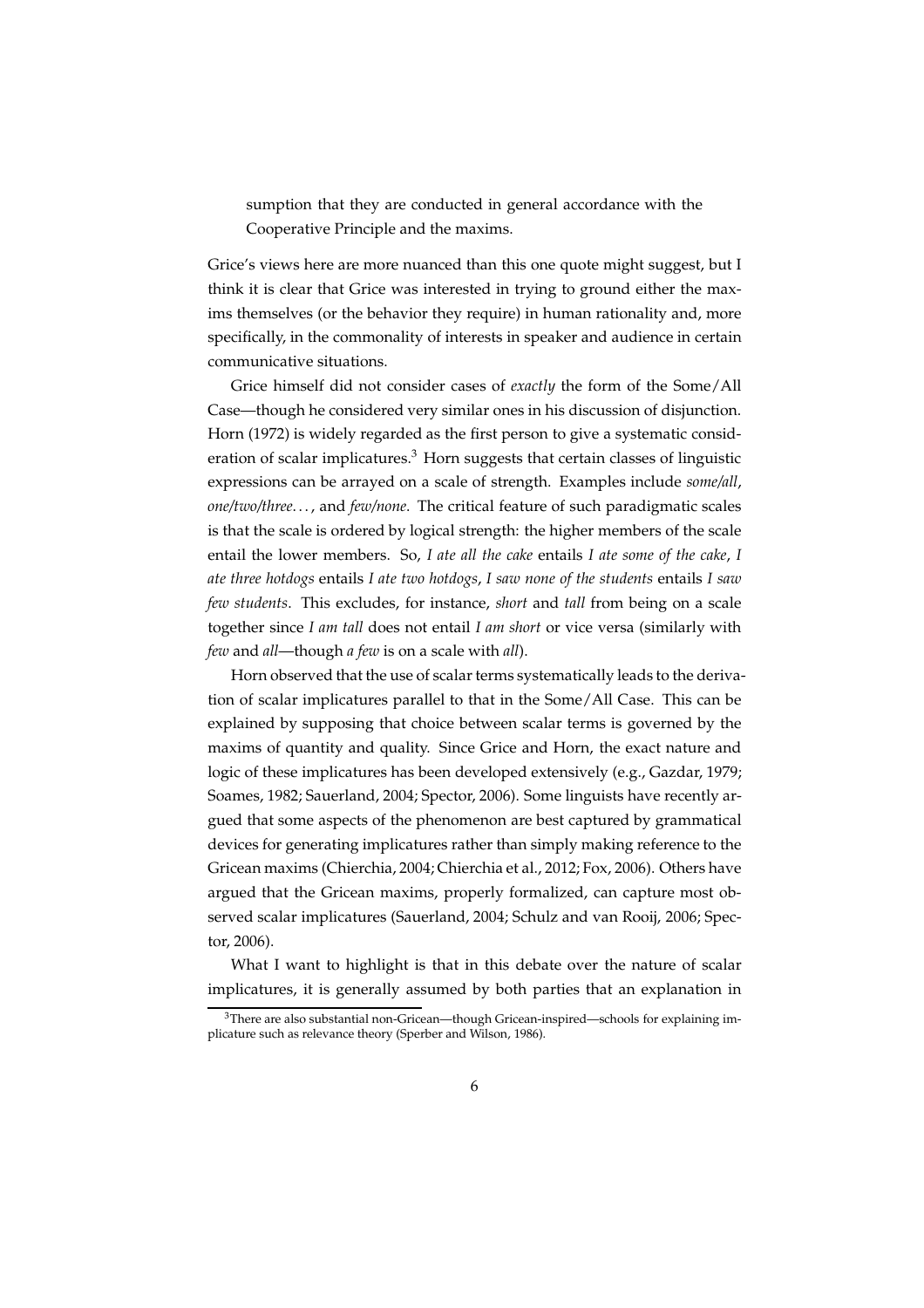> sumption that they are conducted in general accordance with the Cooperative Principle and the maxims.

Grice's views here are more nuanced than this one quote might suggest, but I think it is clear that Grice was interested in trying to ground either the maxims themselves (or the behavior they require) in human rationality and, more specifically, in the commonality of interests in speaker and audience in certain communicative situations.

Grice himself did not consider cases of *exactly* the form of the Some/All Case—though he considered very similar ones in his discussion of disjunction. Horn (1972) is widely regarded as the first person to give a systematic consideration of scalar implicatures.[3] Horn suggests that certain classes of linguistic expressions can be arrayed on a scale of strength. Examples include *some/all*, *one/two/three...*, and *few/none*. The critical feature of such paradigmatic scales is that the scale is ordered by logical strength: the higher members of the scale entail the lower members. So, *I ate all the cake* entails *I ate some of the cake*, *I ate three hotdogs* entails *I ate two hotdogs*, *I saw none of the students* entails *I saw few students*. This excludes, for instance, *short* and *tall* from being on a scale together since *I am tall* does not entail *I am short* or vice versa (similarly with *few* and *all*—though *a few* is on a scale with *all*).

Horn observed that the use of scalar terms systematically leads to the derivation of scalar implicatures parallel to that in the Some/All Case. This can be explained by supposing that choice between scalar terms is governed by the maxims of quantity and quality. Since Grice and Horn, the exact nature and logic of these implicatures has been developed extensively (e.g., Gazdar, 1979; Soames, 1982; Sauerland, 2004; Spector, 2006). Some linguists have recently argued that some aspects of the phenomenon are best captured by grammatical devices for generating implicatures rather than simply making reference to the Gricean maxims (Chierchia, 2004; Chierchia et al., 2012; Fox, 2006). Others have argued that the Gricean maxims, properly formalized, can capture most observed scalar implicatures (Sauerland, 2004; Schulz and van Rooij, 2006; Spector, 2006).

What I want to highlight is that in this debate over the nature of scalar implicatures, it is generally assumed by both parties that an explanation in

[3] There are also substantial non-Gricean—though Gricean-inspired—schools for explaining implicature such as relevance theory (Sperber and Wilson, 1986).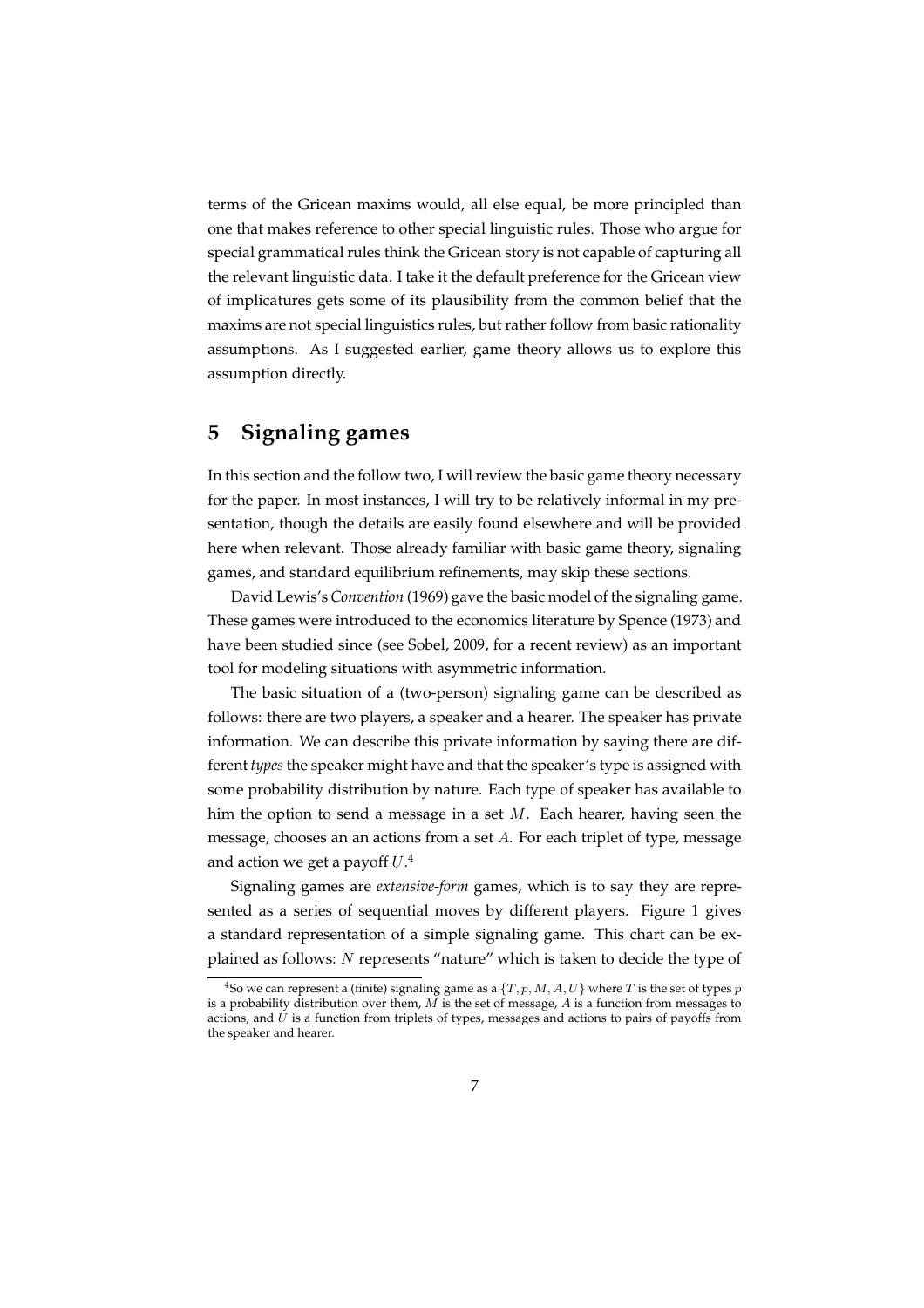terms of the Gricean maxims would, all else equal, be more principled than one that makes reference to other special linguistic rules. Those who argue for special grammatical rules think the Gricean story is not capable of capturing all the relevant linguistic data. I take it the default preference for the Gricean view of implicatures gets some of its plausibility from the common belief that the maxims are not special linguistics rules, but rather follow from basic rationality assumptions. As I suggested earlier, game theory allows us to explore this assumption directly.

# 5 Signaling games

In this section and the follow two, I will review the basic game theory necessary for the paper. In most instances, I will try to be relatively informal in my presentation, though the details are easily found elsewhere and will be provided here when relevant. Those already familiar with basic game theory, signaling games, and standard equilibrium refinements, may skip these sections.

David Lewis's *Convention* (1969) gave the basic model of the signaling game. These games were introduced to the economics literature by Spence (1973) and have been studied since (see Sobel, 2009, for a recent review) as an important tool for modeling situations with asymmetric information.

The basic situation of a (two-person) signaling game can be described as follows: there are two players, a speaker and a hearer. The speaker has private information. We can describe this private information by saying there are different *types* the speaker might have and that the speaker's type is assigned with some probability distribution by nature. Each type of speaker has available to him the option to send a message in a set $M$. Each hearer, having seen the message, chooses an an actions from a set $A$. For each triplet of type, message and action we get a payoff $U$.[4]

Signaling games are *extensive-form* games, which is to say they are represented as a series of sequential moves by different players. Figure 1 gives a standard representation of a simple signaling game. This chart can be explained as follows: $N$ represents "nature" which is taken to decide the type of

[4]So we can represent a (finite) signaling game as a $\{T, p, M, A, U\}$ where $T$ is the set of types $p$ is a probability distribution over them, $M$ is the set of message, $A$ is a function from messages to actions, and $U$ is a function from triplets of types, messages and actions to pairs of payoffs from the speaker and hearer.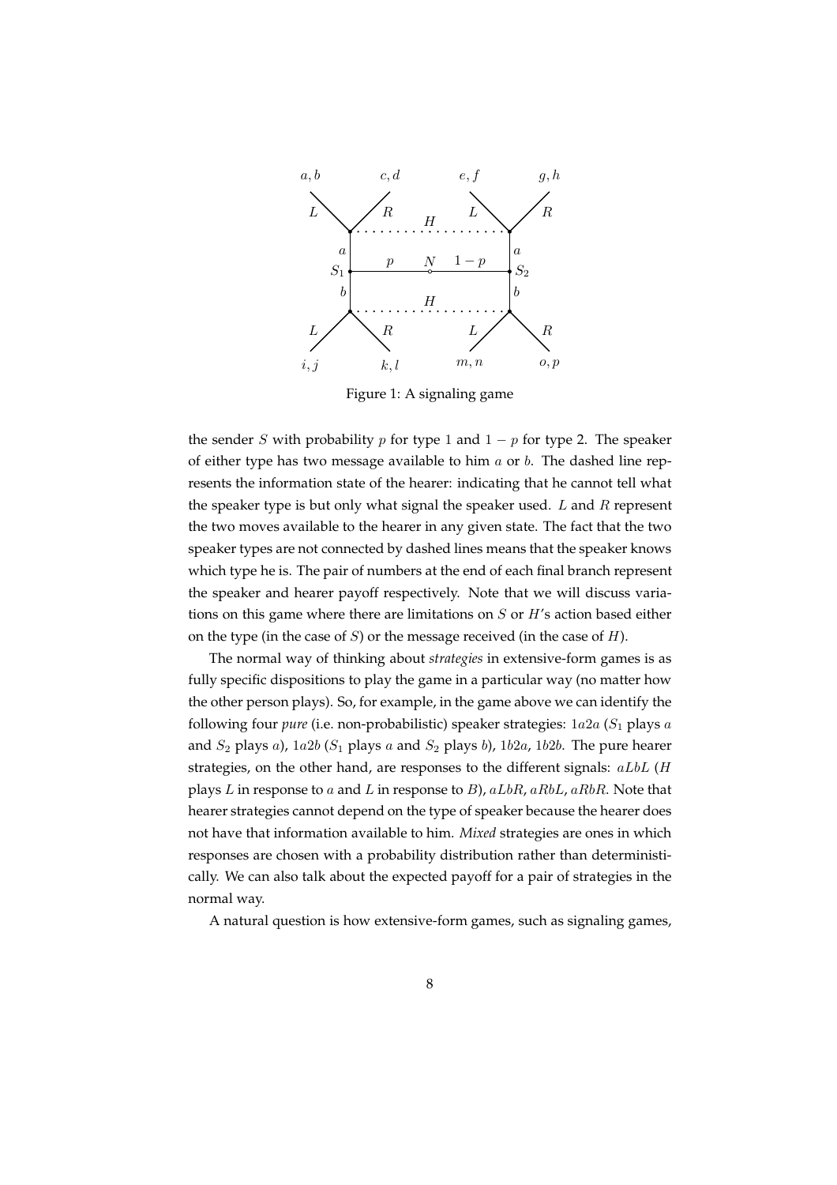Figure 1: A signaling game

the sender $S$ with probability $p$ for type 1 and $1 - p$ for type 2. The speaker of either type has two message available to him $a$ or $b$. The dashed line represents the information state of the hearer: indicating that he cannot tell what the speaker type is but only what signal the speaker used. $L$ and $R$ represent the two moves available to the hearer in any given state. The fact that the two speaker types are not connected by dashed lines means that the speaker knows which type he is. The pair of numbers at the end of each final branch represent the speaker and hearer payoff respectively. Note that we will discuss variations on this game where there are limitations on $S$ or $H$'s action based either on the type (in the case of $S$) or the message received (in the case of $H$).

The normal way of thinking about *strategies* in extensive-form games is as fully specific dispositions to play the game in a particular way (no matter how the other person plays). So, for example, in the game above we can identify the following four *pure* (i.e. non-probabilistic) speaker strategies: $1a2a$ ($S_1$ plays $a$ and $S_2$ plays $a$), $1a2b$ ($S_1$ plays $a$ and $S_2$ plays $b$), $1b2a$, $1b2b$. The pure hearer strategies, on the other hand, are responses to the different signals: $aLbL$ ($H$ plays $L$ in response to $a$ and $L$ in response to $B$), $aLbR$, $aRbL$, $aRbR$. Note that hearer strategies cannot depend on the type of speaker because the hearer does not have that information available to him. *Mixed* strategies are ones in which responses are chosen with a probability distribution rather than deterministically. We can also talk about the expected payoff for a pair of strategies in the normal way.

A natural question is how extensive-form games, such as signaling games,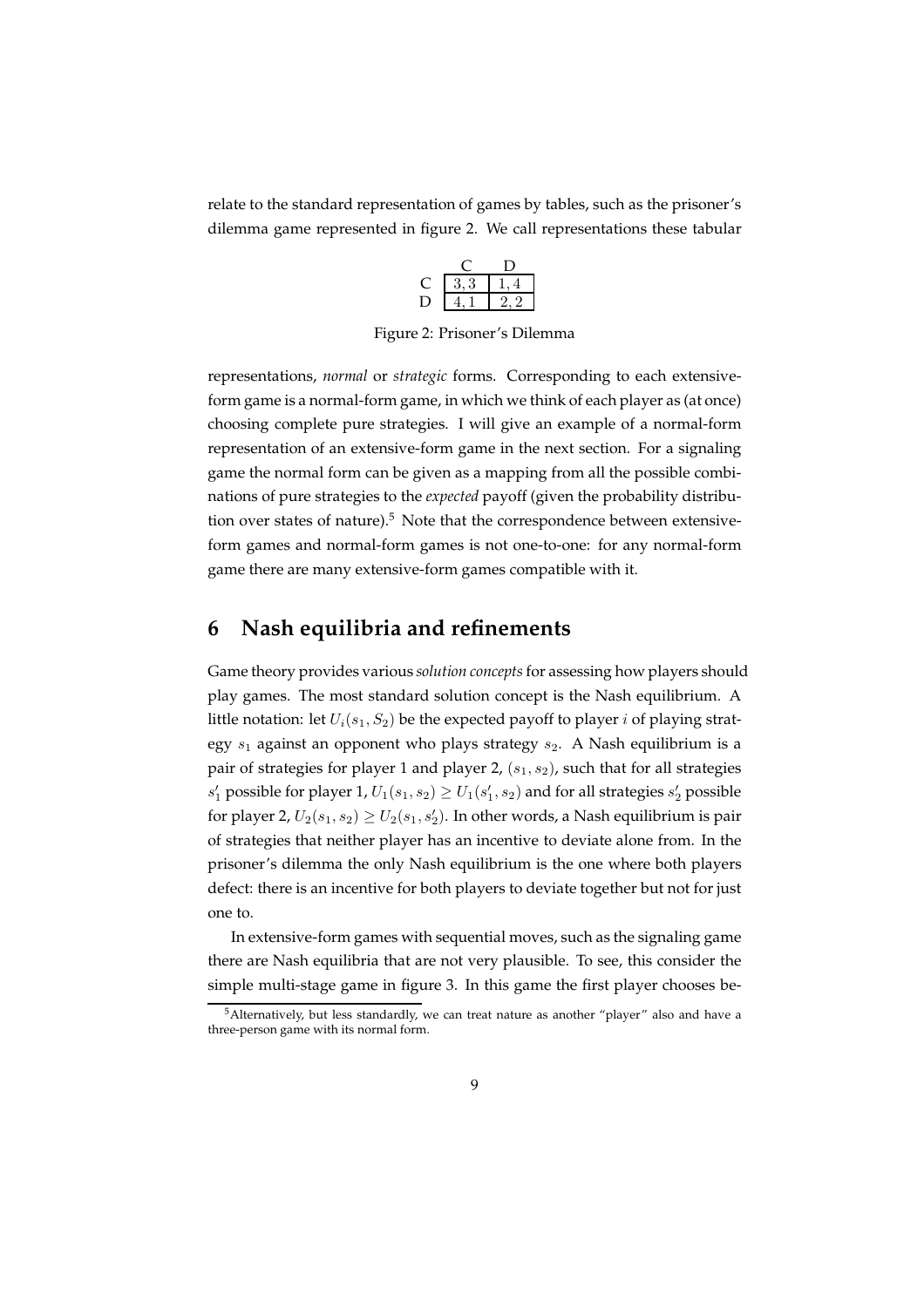relate to the standard representation of games by tables, such as the prisoner's dilemma game represented in figure 2. We call representations these tabular

| | C | D |
|---|---|---|
| C | 3, 3 | 1, 4 |
| D | 4, 1 | 2, 2 |

Figure 2: Prisoner's Dilemma

representations, *normal* or *strategic* forms. Corresponding to each extensive-form game is a normal-form game, in which we think of each player as (at once) choosing complete pure strategies. I will give an example of a normal-form representation of an extensive-form game in the next section. For a signaling game the normal form can be given as a mapping from all the possible combinations of pure strategies to the *expected* payoff (given the probability distribution over states of nature).[5] Note that the correspondence between extensive-form games and normal-form games is not one-to-one: for any normal-form game there are many extensive-form games compatible with it.

## 6 Nash equilibria and refinements

Game theory provides various *solution concepts* for assessing how players should play games. The most standard solution concept is the Nash equilibrium. A little notation: let $U_i(s_1, S_2)$ be the expected payoff to player $i$ of playing strategy $s_1$ against an opponent who plays strategy $s_2$. A Nash equilibrium is a pair of strategies for player 1 and player 2, $(s_1, s_2)$, such that for all strategies $s_1'$ possible for player 1, $U_1(s_1, s_2) \geq U_1(s_1', s_2)$ and for all strategies $s_2'$ possible for player 2, $U_2(s_1, s_2) \geq U_2(s_1, s_2')$. In other words, a Nash equilibrium is pair of strategies that neither player has an incentive to deviate alone from. In the prisoner's dilemma the only Nash equilibrium is the one where both players defect: there is an incentive for both players to deviate together but not for just one to.

In extensive-form games with sequential moves, such as the signaling game there are Nash equilibria that are not very plausible. To see, this consider the simple multi-stage game in figure 3. In this game the first player chooses be-

[5] Alternatively, but less standardly, we can treat nature as another "player" also and have a three-person game with its normal form.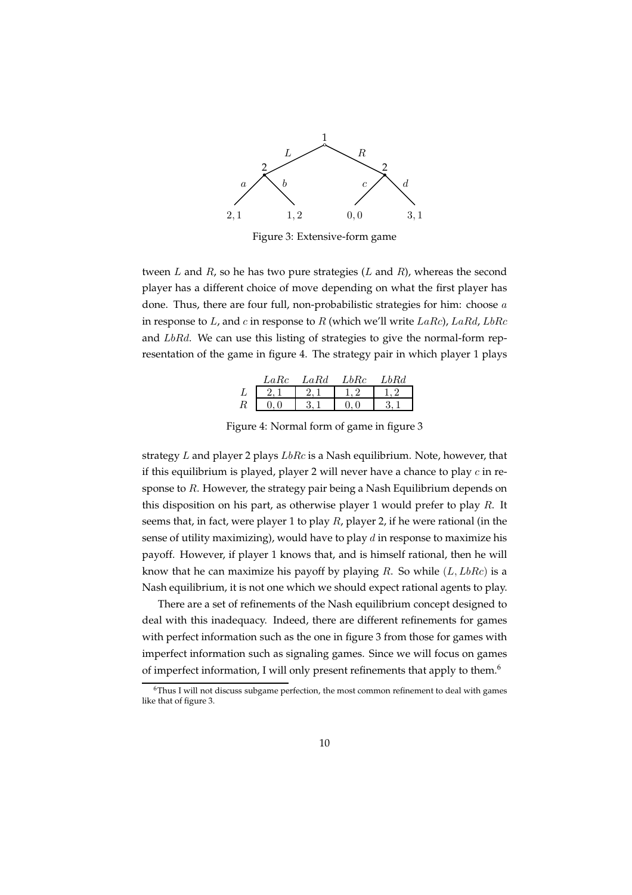Figure 3: Extensive-form game

tween $L$ and $R$, so he has two pure strategies ($L$ and $R$), whereas the second player has a different choice of move depending on what the first player has done. Thus, there are four full, non-probabilistic strategies for him: choose $a$ in response to $L$, and $c$ in response to $R$ (which we'll write $LaRc$), $LaRd$, $LbRc$ and $LbRd$. We can use this listing of strategies to give the normal-form representation of the game in figure 4. The strategy pair in which player 1 plays

| | $LaRc$ | $LaRd$ | $LbRc$ | $LbRd$ |
|---|---|---|---|---|
| $L$ | $2,1$ | $2,1$ | $1,2$ | $1,2$ |
| $R$ | $0,0$ | $3,1$ | $0,0$ | $3,1$ |

Figure 4: Normal form of game in figure 3

strategy $L$ and player 2 plays $LbRc$ is a Nash equilibrium. Note, however, that if this equilibrium is played, player 2 will never have a chance to play $c$ in response to $R$. However, the strategy pair being a Nash Equilibrium depends on this disposition on his part, as otherwise player 1 would prefer to play $R$. It seems that, in fact, were player 1 to play $R$, player 2, if he were rational (in the sense of utility maximizing), would have to play $d$ in response to maximize his payoff. However, if player 1 knows that, and is himself rational, then he will know that he can maximize his payoff by playing $R$. So while $(L, LbRc)$ is a Nash equilibrium, it is not one which we should expect rational agents to play.

There are a set of refinements of the Nash equilibrium concept designed to deal with this inadequacy. Indeed, there are different refinements for games with perfect information such as the one in figure 3 from those for games with imperfect information such as signaling games. Since we will focus on games of imperfect information, I will only present refinements that apply to them.[6]

[6] Thus I will not discuss subgame perfection, the most common refinement to deal with games like that of figure 3.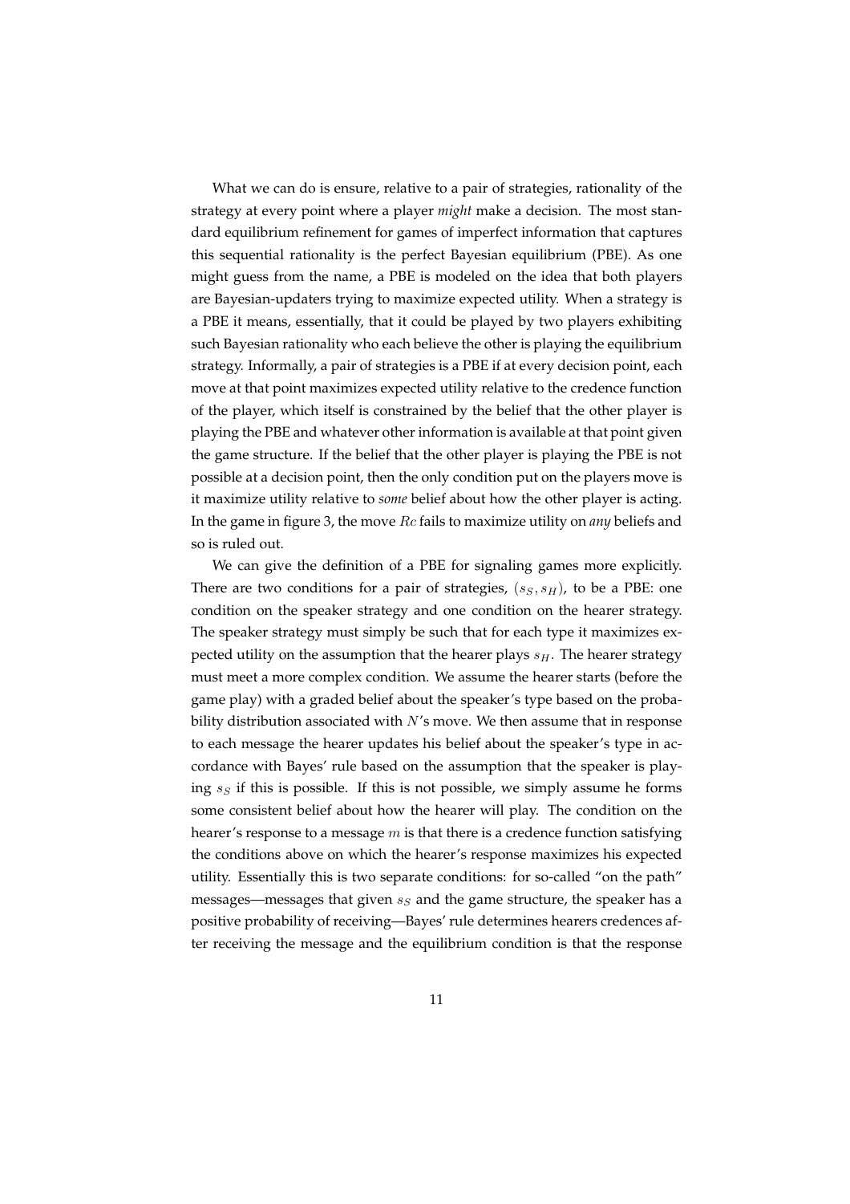What we can do is ensure, relative to a pair of strategies, rationality of the strategy at every point where a player *might* make a decision. The most standard equilibrium refinement for games of imperfect information that captures this sequential rationality is the perfect Bayesian equilibrium (PBE). As one might guess from the name, a PBE is modeled on the idea that both players are Bayesian-updaters trying to maximize expected utility. When a strategy is a PBE it means, essentially, that it could be played by two players exhibiting such Bayesian rationality who each believe the other is playing the equilibrium strategy. Informally, a pair of strategies is a PBE if at every decision point, each move at that point maximizes expected utility relative to the credence function of the player, which itself is constrained by the belief that the other player is playing the PBE and whatever other information is available at that point given the game structure. If the belief that the other player is playing the PBE is not possible at a decision point, then the only condition put on the players move is it maximize utility relative to *some* belief about how the other player is acting. In the game in figure 3, the move $Rc$ fails to maximize utility on *any* beliefs and so is ruled out.

We can give the definition of a PBE for signaling games more explicitly. There are two conditions for a pair of strategies, $(s_S, s_H)$, to be a PBE: one condition on the speaker strategy and one condition on the hearer strategy. The speaker strategy must simply be such that for each type it maximizes expected utility on the assumption that the hearer plays $s_H$. The hearer strategy must meet a more complex condition. We assume the hearer starts (before the game play) with a graded belief about the speaker's type based on the probability distribution associated with $N$'s move. We then assume that in response to each message the hearer updates his belief about the speaker's type in accordance with Bayes' rule based on the assumption that the speaker is playing $s_S$ if this is possible. If this is not possible, we simply assume he forms some consistent belief about how the hearer will play. The condition on the hearer's response to a message $m$ is that there is a credence function satisfying the conditions above on which the hearer's response maximizes his expected utility. Essentially this is two separate conditions: for so-called "on the path" messages—messages that given $s_S$ and the game structure, the speaker has a positive probability of receiving—Bayes' rule determines hearers credences after receiving the message and the equilibrium condition is that the response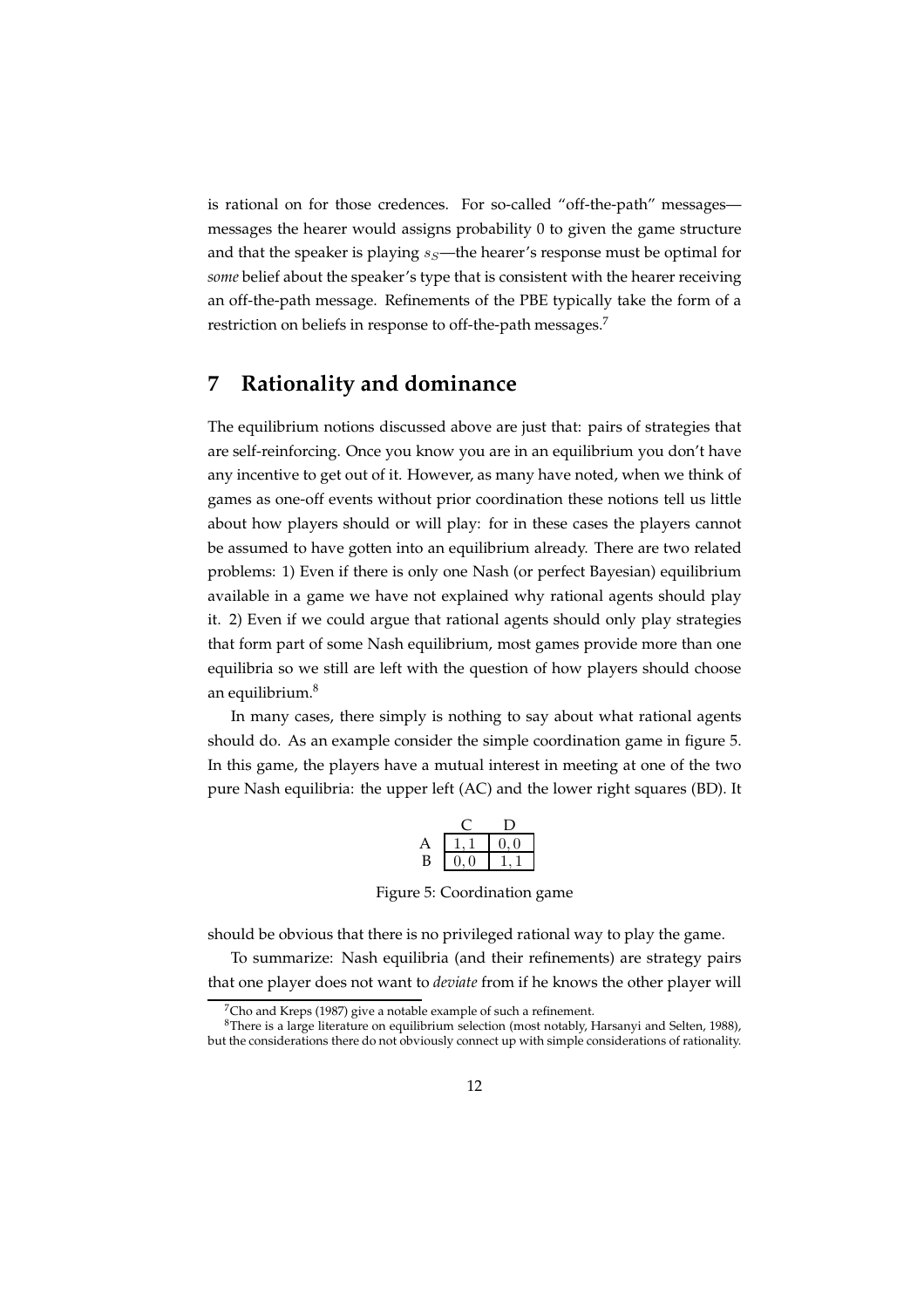is rational on for those credences. For so-called "off-the-path" messages—messages the hearer would assigns probability 0 to given the game structure and that the speaker is playing $s_S$—the hearer's response must be optimal for *some* belief about the speaker's type that is consistent with the hearer receiving an off-the-path message. Refinements of the PBE typically take the form of a restriction on beliefs in response to off-the-path messages.[7]

## 7 Rationality and dominance

The equilibrium notions discussed above are just that: pairs of strategies that are self-reinforcing. Once you know you are in an equilibrium you don't have any incentive to get out of it. However, as many have noted, when we think of games as one-off events without prior coordination these notions tell us little about how players should or will play: for in these cases the players cannot be assumed to have gotten into an equilibrium already. There are two related problems: 1) Even if there is only one Nash (or perfect Bayesian) equilibrium available in a game we have not explained why rational agents should play it. 2) Even if we could argue that rational agents should only play strategies that form part of some Nash equilibrium, most games provide more than one equilibria so we still are left with the question of how players should choose an equilibrium.[8]

In many cases, there simply is nothing to say about what rational agents should do. As an example consider the simple coordination game in figure 5. In this game, the players have a mutual interest in meeting at one of the two pure Nash equilibria: the upper left (AC) and the lower right squares (BD). It

| | C | D |
|---|---|---|
| A | 1, 1 | 0, 0 |
| B | 0, 0 | 1, 1 |

Figure 5: Coordination game

should be obvious that there is no privileged rational way to play the game.

To summarize: Nash equilibria (and their refinements) are strategy pairs that one player does not want to *deviate* from if he knows the other player will

[7] Cho and Kreps (1987) give a notable example of such a refinement.

[8] There is a large literature on equilibrium selection (most notably, Harsanyi and Selten, 1988), but the considerations there do not obviously connect up with simple considerations of rationality.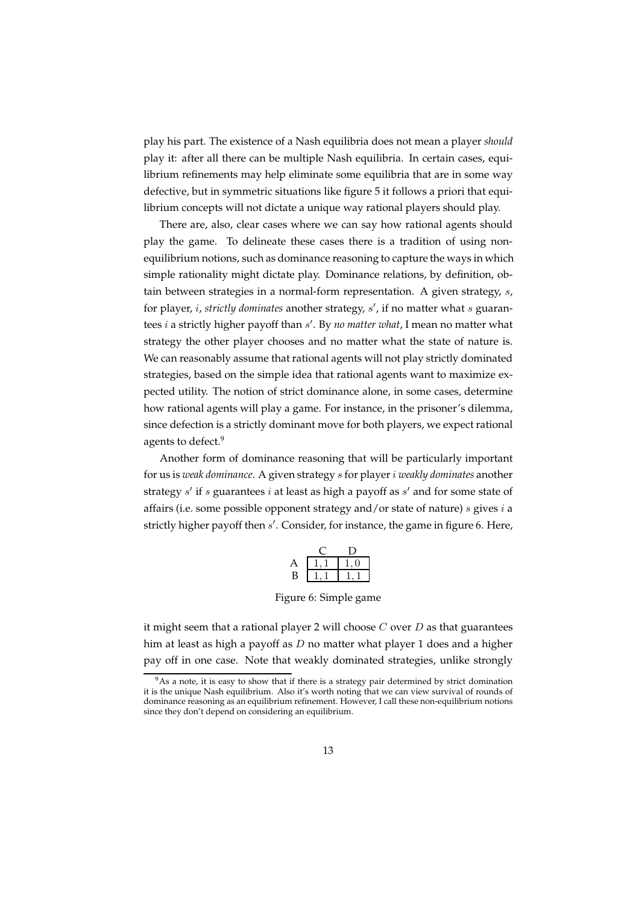play his part. The existence of a Nash equilibria does not mean a player *should* play it: after all there can be multiple Nash equilibria. In certain cases, equilibrium refinements may help eliminate some equilibria that are in some way defective, but in symmetric situations like figure 5 it follows a priori that equilibrium concepts will not dictate a unique way rational players should play.

There are, also, clear cases where we can say how rational agents should play the game. To delineate these cases there is a tradition of using non-equilibrium notions, such as dominance reasoning to capture the ways in which simple rationality might dictate play. Dominance relations, by definition, obtain between strategies in a normal-form representation. A given strategy, $s$, for player, $i$, *strictly dominates* another strategy, $s'$, if no matter what $s$ guarantees $i$ a strictly higher payoff than $s'$. By *no matter what*, I mean no matter what strategy the other player chooses and no matter what the state of nature is. We can reasonably assume that rational agents will not play strictly dominated strategies, based on the simple idea that rational agents want to maximize expected utility. The notion of strict dominance alone, in some cases, determine how rational agents will play a game. For instance, in the prisoner's dilemma, since defection is a strictly dominant move for both players, we expect rational agents to defect.[9]

Another form of dominance reasoning that will be particularly important for us is *weak dominance*. A given strategy $s$ for player $i$ *weakly dominates* another strategy $s'$ if $s$ guarantees $i$ at least as high a payoff as $s'$ and for some state of affairs (i.e. some possible opponent strategy and/or state of nature) $s$ gives $i$ a strictly higher payoff then $s'$. Consider, for instance, the game in figure 6. Here,

| | C | D |
|---|---|---|
| A | 1, 1 | 1, 0 |
| B | 1, 1 | 1, 1 |

Figure 6: Simple game

it might seem that a rational player 2 will choose $C$ over $D$ as that guarantees him at least as high a payoff as $D$ no matter what player 1 does and a higher pay off in one case. Note that weakly dominated strategies, unlike strongly

[9] As a note, it is easy to show that if there is a strategy pair determined by strict domination it is the unique Nash equilibrium. Also it's worth noting that we can view survival of rounds of dominance reasoning as an equilibrium refinement. However, I call these non-equilibrium notions since they don't depend on considering an equilibrium.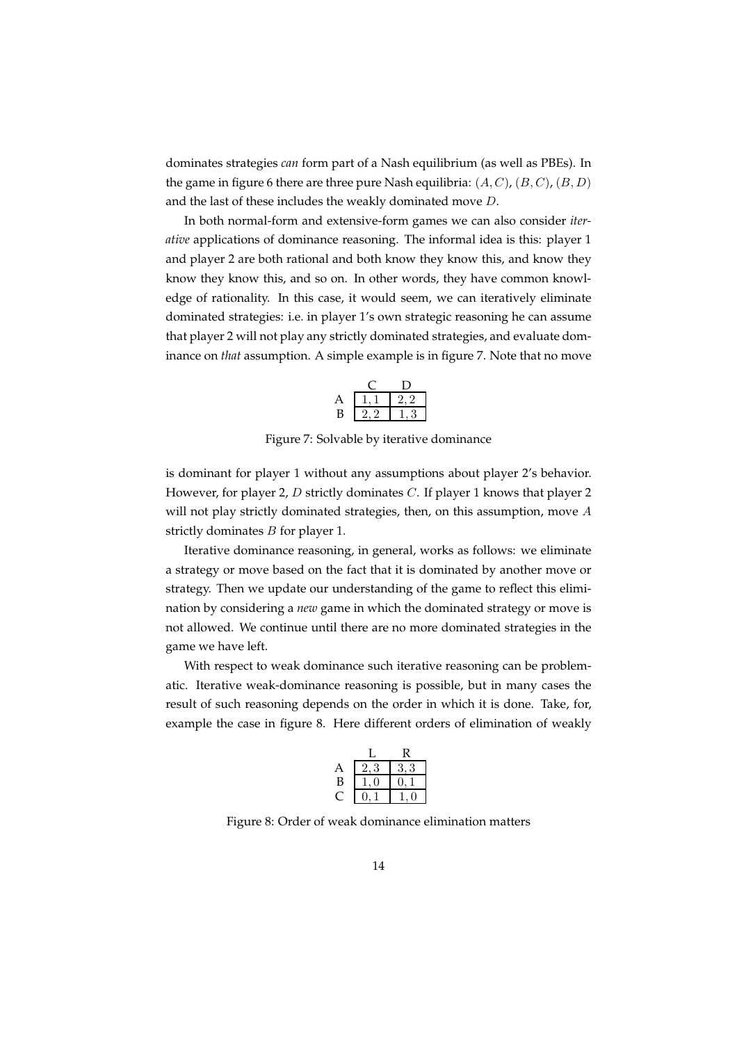dominates strategies *can* form part of a Nash equilibrium (as well as PBEs). In the game in figure 6 there are three pure Nash equilibria: $(A, C)$, $(B, C)$, $(B, D)$ and the last of these includes the weakly dominated move $D$.

In both normal-form and extensive-form games we can also consider *iterative* applications of dominance reasoning. The informal idea is this: player 1 and player 2 are both rational and both know they know this, and know they know they know this, and so on. In other words, they have common knowledge of rationality. In this case, it would seem, we can iteratively eliminate dominated strategies: i.e. in player 1's own strategic reasoning he can assume that player 2 will not play any strictly dominated strategies, and evaluate dominance on *that* assumption. A simple example is in figure 7. Note that no move

| | C | D |
|---|---|---|
| A | $1, 1$ | $2, 2$ |
| B | $2, 2$ | $1, 3$ |

Figure 7: Solvable by iterative dominance

is dominant for player 1 without any assumptions about player 2's behavior. However, for player 2, $D$ strictly dominates $C$. If player 1 knows that player 2 will not play strictly dominated strategies, then, on this assumption, move $A$ strictly dominates $B$ for player 1.

Iterative dominance reasoning, in general, works as follows: we eliminate a strategy or move based on the fact that it is dominated by another move or strategy. Then we update our understanding of the game to reflect this elimination by considering a *new* game in which the dominated strategy or move is not allowed. We continue until there are no more dominated strategies in the game we have left.

With respect to weak dominance such iterative reasoning can be problematic. Iterative weak-dominance reasoning is possible, but in many cases the result of such reasoning depends on the order in which it is done. Take, for, example the case in figure 8. Here different orders of elimination of weakly

| | L | R |
|---|---|---|
| A | $2, 3$ | $3, 3$ |
| B | $1, 0$ | $0, 1$ |
| C | $0, 1$ | $1, 0$ |

Figure 8: Order of weak dominance elimination matters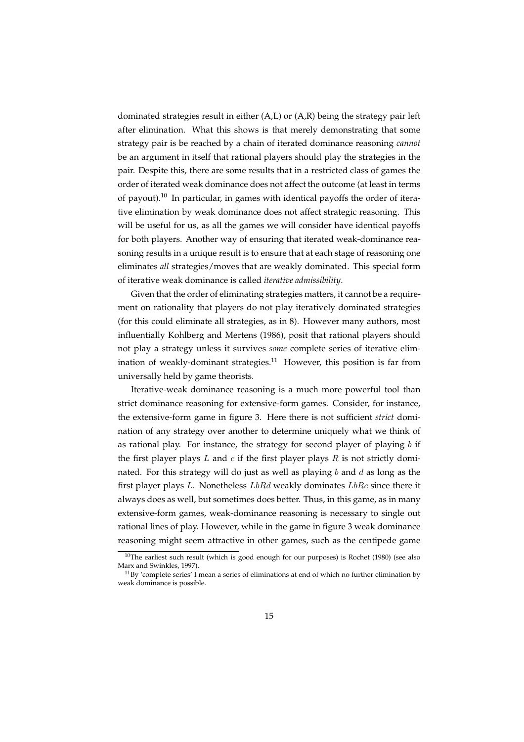dominated strategies result in either (A,L) or (A,R) being the strategy pair left after elimination. What this shows is that merely demonstrating that some strategy pair is be reached by a chain of iterated dominance reasoning *cannot* be an argument in itself that rational players should play the strategies in the pair. Despite this, there are some results that in a restricted class of games the order of iterated weak dominance does not affect the outcome (at least in terms of payout).[10] In particular, in games with identical payoffs the order of iterative elimination by weak dominance does not affect strategic reasoning. This will be useful for us, as all the games we will consider have identical payoffs for both players. Another way of ensuring that iterated weak-dominance reasoning results in a unique result is to ensure that at each stage of reasoning one eliminates *all* strategies/moves that are weakly dominated. This special form of iterative weak dominance is called *iterative admissibility*.

Given that the order of eliminating strategies matters, it cannot be a requirement on rationality that players do not play iteratively dominated strategies (for this could eliminate all strategies, as in 8). However many authors, most influentially Kohlberg and Mertens (1986), posit that rational players should not play a strategy unless it survives *some* complete series of iterative elimination of weakly-dominant strategies.[11] However, this position is far from universally held by game theorists.

Iterative-weak dominance reasoning is a much more powerful tool than strict dominance reasoning for extensive-form games. Consider, for instance, the extensive-form game in figure 3. Here there is not sufficient *strict* domination of any strategy over another to determine uniquely what we think of as rational play. For instance, the strategy for second player of playing $b$ if the first player plays $L$ and $c$ if the first player plays $R$ is not strictly dominated. For this strategy will do just as well as playing $b$ and $d$ as long as the first player plays $L$. Nonetheless $LbRd$ weakly dominates $LbRc$ since there it always does as well, but sometimes does better. Thus, in this game, as in many extensive-form games, weak-dominance reasoning is necessary to single out rational lines of play. However, while in the game in figure 3 weak dominance reasoning might seem attractive in other games, such as the centipede game

[10] The earliest such result (which is good enough for our purposes) is Rochet (1980) (see also Marx and Swinkles, 1997).

[11] By 'complete series' I mean a series of eliminations at end of which no further elimination by weak dominance is possible.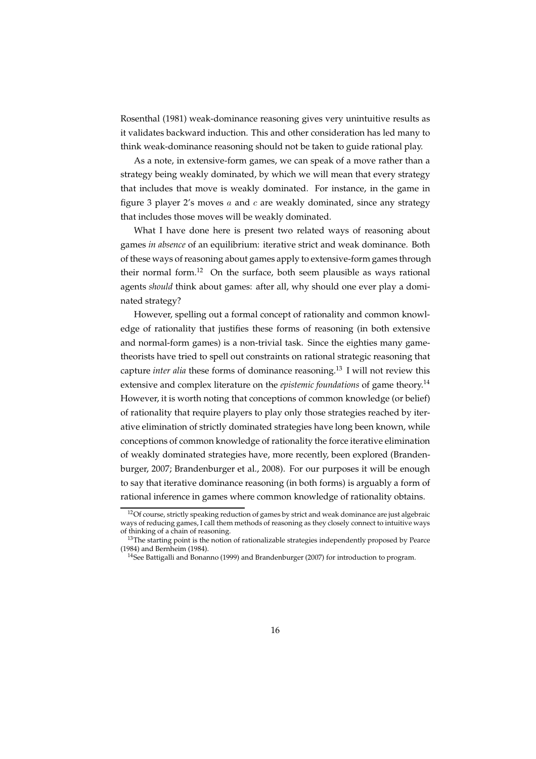Rosenthal (1981) weak-dominance reasoning gives very unintuitive results as it validates backward induction. This and other consideration has led many to think weak-dominance reasoning should not be taken to guide rational play.

As a note, in extensive-form games, we can speak of a move rather than a strategy being weakly dominated, by which we will mean that every strategy that includes that move is weakly dominated. For instance, in the game in figure 3 player 2's moves $a$ and $c$ are weakly dominated, since any strategy that includes those moves will be weakly dominated.

What I have done here is present two related ways of reasoning about games *in absence* of an equilibrium: iterative strict and weak dominance. Both of these ways of reasoning about games apply to extensive-form games through their normal form.[12] On the surface, both seem plausible as ways rational agents *should* think about games: after all, why should one ever play a dominated strategy?

However, spelling out a formal concept of rationality and common knowledge of rationality that justifies these forms of reasoning (in both extensive and normal-form games) is a non-trivial task. Since the eighties many game-theorists have tried to spell out constraints on rational strategic reasoning that capture *inter alia* these forms of dominance reasoning.[13] I will not review this extensive and complex literature on the *epistemic foundations* of game theory.[14] However, it is worth noting that conceptions of common knowledge (or belief) of rationality that require players to play only those strategies reached by iterative elimination of strictly dominated strategies have long been known, while conceptions of common knowledge of rationality the force iterative elimination of weakly dominated strategies have, more recently, been explored (Brandenburger, 2007; Brandenburger et al., 2008). For our purposes it will be enough to say that iterative dominance reasoning (in both forms) is arguably a form of rational inference in games where common knowledge of rationality obtains.

[12] Of course, strictly speaking reduction of games by strict and weak dominance are just algebraic ways of reducing games, I call them methods of reasoning as they closely connect to intuitive ways of thinking of a chain of reasoning.

[13] The starting point is the notion of rationalizable strategies independently proposed by Pearce (1984) and Bernheim (1984).

[14] See Battigalli and Bonanno (1999) and Brandenburger (2007) for introduction to program.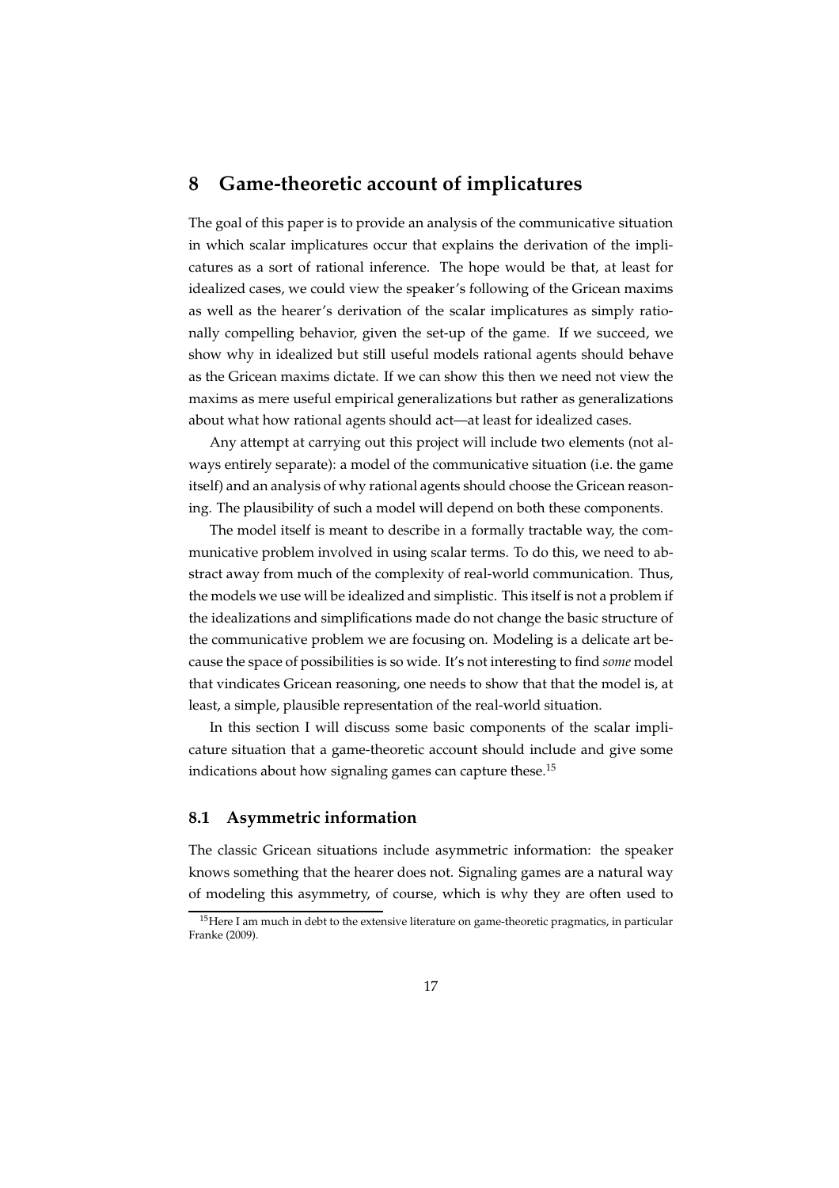# 8 Game-theoretic account of implicatures

The goal of this paper is to provide an analysis of the communicative situation in which scalar implicatures occur that explains the derivation of the implicatures as a sort of rational inference. The hope would be that, at least for idealized cases, we could view the speaker's following of the Gricean maxims as well as the hearer's derivation of the scalar implicatures as simply rationally compelling behavior, given the set-up of the game. If we succeed, we show why in idealized but still useful models rational agents should behave as the Gricean maxims dictate. If we can show this then we need not view the maxims as mere useful empirical generalizations but rather as generalizations about what how rational agents should act—at least for idealized cases.

Any attempt at carrying out this project will include two elements (not always entirely separate): a model of the communicative situation (i.e. the game itself) and an analysis of why rational agents should choose the Gricean reasoning. The plausibility of such a model will depend on both these components.

The model itself is meant to describe in a formally tractable way, the communicative problem involved in using scalar terms. To do this, we need to abstract away from much of the complexity of real-world communication. Thus, the models we use will be idealized and simplistic. This itself is not a problem if the idealizations and simplifications made do not change the basic structure of the communicative problem we are focusing on. Modeling is a delicate art because the space of possibilities is so wide. It's not interesting to find *some* model that vindicates Gricean reasoning, one needs to show that that the model is, at least, a simple, plausible representation of the real-world situation.

In this section I will discuss some basic components of the scalar implicature situation that a game-theoretic account should include and give some indications about how signaling games can capture these.[15]

## 8.1 Asymmetric information

The classic Gricean situations include asymmetric information: the speaker knows something that the hearer does not. Signaling games are a natural way of modeling this asymmetry, of course, which is why they are often used to

[15] Here I am much in debt to the extensive literature on game-theoretic pragmatics, in particular Franke (2009).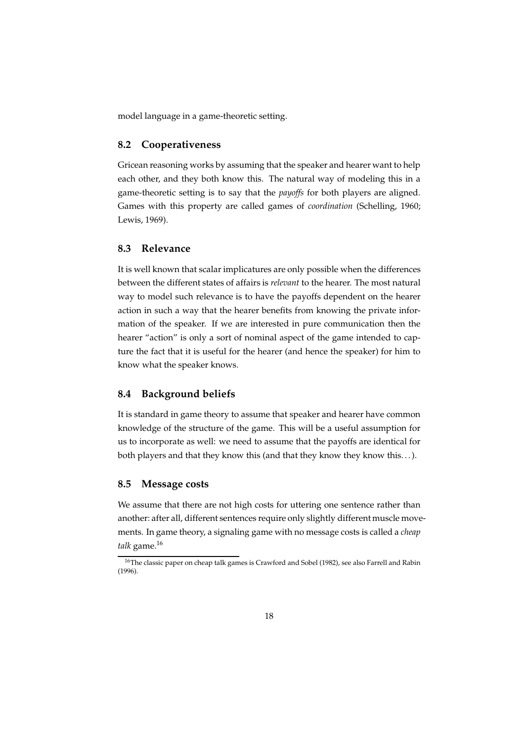model language in a game-theoretic setting.

## 8.2 Cooperativeness

Gricean reasoning works by assuming that the speaker and hearer want to help each other, and they both know this. The natural way of modeling this in a game-theoretic setting is to say that the *payoffs* for both players are aligned. Games with this property are called games of *coordination* (Schelling, 1960; Lewis, 1969).

## 8.3 Relevance

It is well known that scalar implicatures are only possible when the differences between the different states of affairs is *relevant* to the hearer. The most natural way to model such relevance is to have the payoffs dependent on the hearer action in such a way that the hearer benefits from knowing the private information of the speaker. If we are interested in pure communication then the hearer "action" is only a sort of nominal aspect of the game intended to capture the fact that it is useful for the hearer (and hence the speaker) for him to know what the speaker knows.

## 8.4 Background beliefs

It is standard in game theory to assume that speaker and hearer have common knowledge of the structure of the game. This will be a useful assumption for us to incorporate as well: we need to assume that the payoffs are identical for both players and that they know this (and that they know they know this. . . ).

## 8.5 Message costs

We assume that there are not high costs for uttering one sentence rather than another: after all, different sentences require only slightly different muscle movements. In game theory, a signaling game with no message costs is called a *cheap talk* game.[16]

[16] The classic paper on cheap talk games is Crawford and Sobel (1982), see also Farrell and Rabin (1996).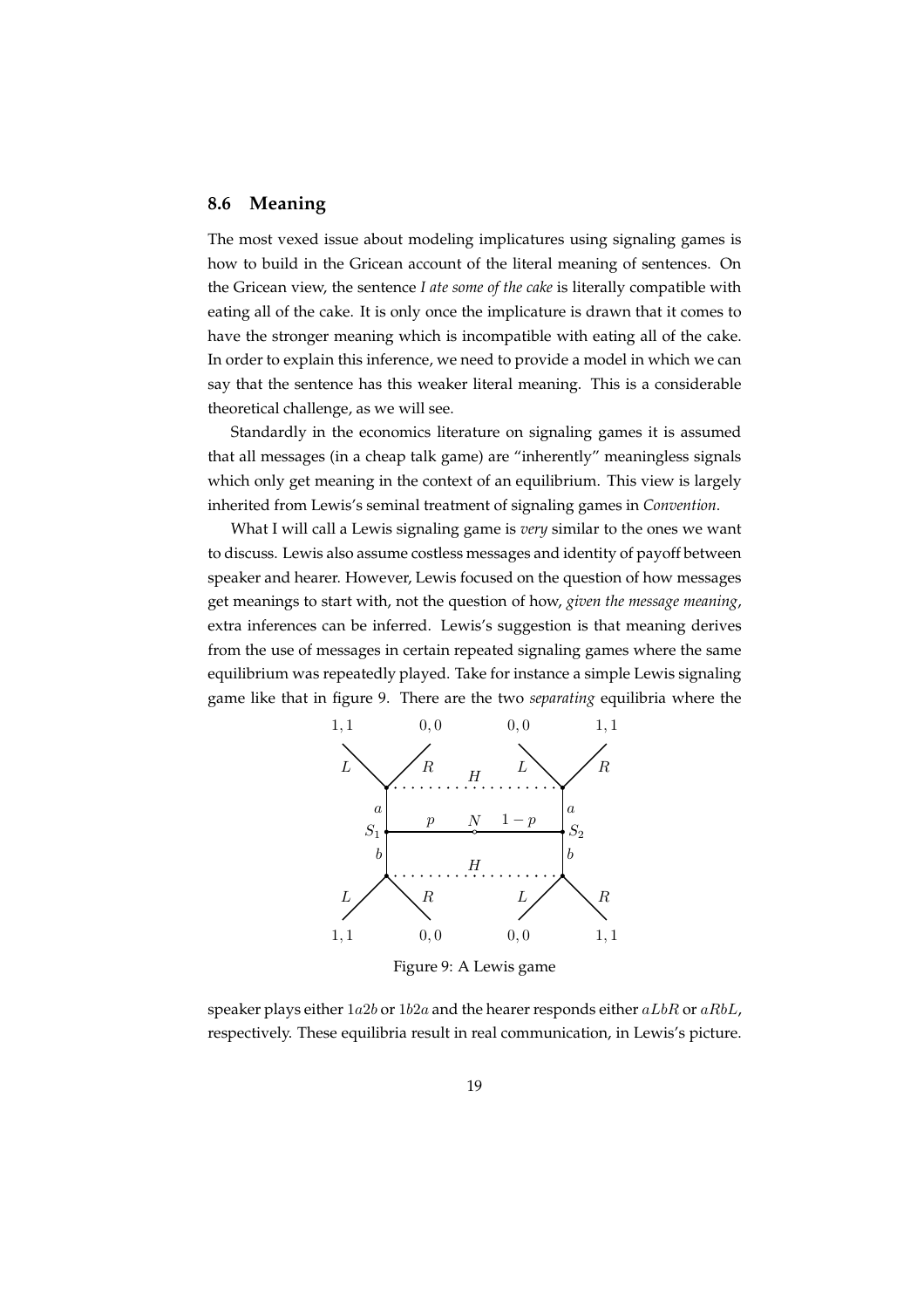## 8.6 Meaning

The most vexed issue about modeling implicatures using signaling games is how to build in the Gricean account of the literal meaning of sentences. On the Gricean view, the sentence *I ate some of the cake* is literally compatible with eating all of the cake. It is only once the implicature is drawn that it comes to have the stronger meaning which is incompatible with eating all of the cake. In order to explain this inference, we need to provide a model in which we can say that the sentence has this weaker literal meaning. This is a considerable theoretical challenge, as we will see.

Standardly in the economics literature on signaling games it is assumed that all messages (in a cheap talk game) are "inherently" meaningless signals which only get meaning in the context of an equilibrium. This view is largely inherited from Lewis's seminal treatment of signaling games in *Convention*.

What I will call a Lewis signaling game is *very* similar to the ones we want to discuss. Lewis also assume costless messages and identity of payoff between speaker and hearer. However, Lewis focused on the question of how messages get meanings to start with, not the question of how, *given the message meaning*, extra inferences can be inferred. Lewis's suggestion is that meaning derives from the use of messages in certain repeated signaling games where the same equilibrium was repeatedly played. Take for instance a simple Lewis signaling game like that in figure 9. There are the two *separating* equilibria where the

Figure 9: A Lewis game

speaker plays either $1a2b$ or $1b2a$ and the hearer responds either $aLbR$ or $aRbL$, respectively. These equilibria result in real communication, in Lewis's picture.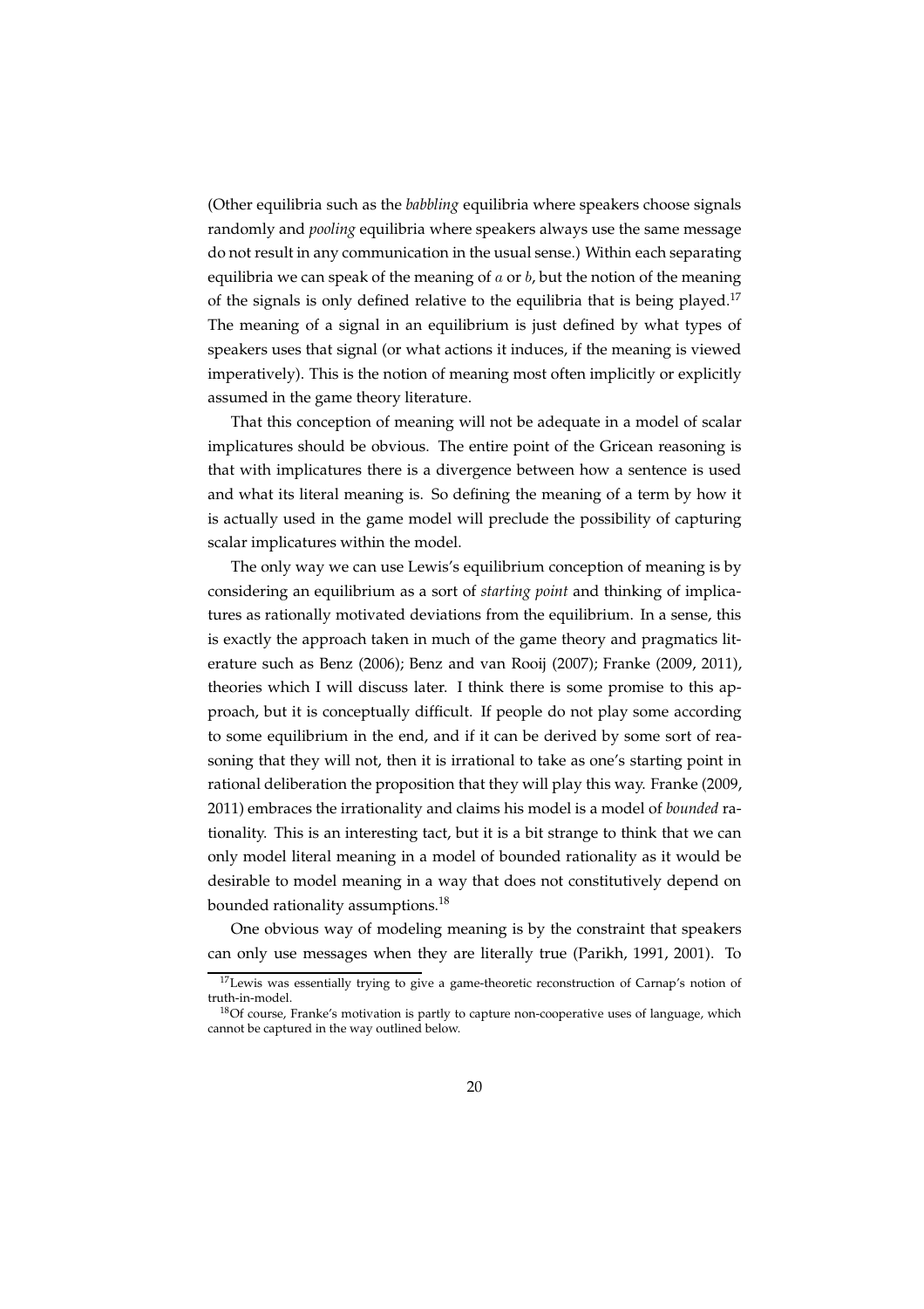(Other equilibria such as the *babbling* equilibria where speakers choose signals randomly and *pooling* equilibria where speakers always use the same message do not result in any communication in the usual sense.) Within each separating equilibria we can speak of the meaning of $a$ or $b$, but the notion of the meaning of the signals is only defined relative to the equilibria that is being played.[17] The meaning of a signal in an equilibrium is just defined by what types of speakers uses that signal (or what actions it induces, if the meaning is viewed imperatively). This is the notion of meaning most often implicitly or explicitly assumed in the game theory literature.

That this conception of meaning will not be adequate in a model of scalar implicatures should be obvious. The entire point of the Gricean reasoning is that with implicatures there is a divergence between how a sentence is used and what its literal meaning is. So defining the meaning of a term by how it is actually used in the game model will preclude the possibility of capturing scalar implicatures within the model.

The only way we can use Lewis's equilibrium conception of meaning is by considering an equilibrium as a sort of *starting point* and thinking of implicatures as rationally motivated deviations from the equilibrium. In a sense, this is exactly the approach taken in much of the game theory and pragmatics literature such as Benz (2006); Benz and van Rooij (2007); Franke (2009, 2011), theories which I will discuss later. I think there is some promise to this approach, but it is conceptually difficult. If people do not play some according to some equilibrium in the end, and if it can be derived by some sort of reasoning that they will not, then it is irrational to take as one's starting point in rational deliberation the proposition that they will play this way. Franke (2009, 2011) embraces the irrationality and claims his model is a model of *bounded* rationality. This is an interesting tact, but it is a bit strange to think that we can only model literal meaning in a model of bounded rationality as it would be desirable to model meaning in a way that does not constitutively depend on bounded rationality assumptions.[18]

One obvious way of modeling meaning is by the constraint that speakers can only use messages when they are literally true (Parikh, 1991, 2001). To

[17] Lewis was essentially trying to give a game-theoretic reconstruction of Carnap's notion of truth-in-model.

[18] Of course, Franke's motivation is partly to capture non-cooperative uses of language, which cannot be captured in the way outlined below.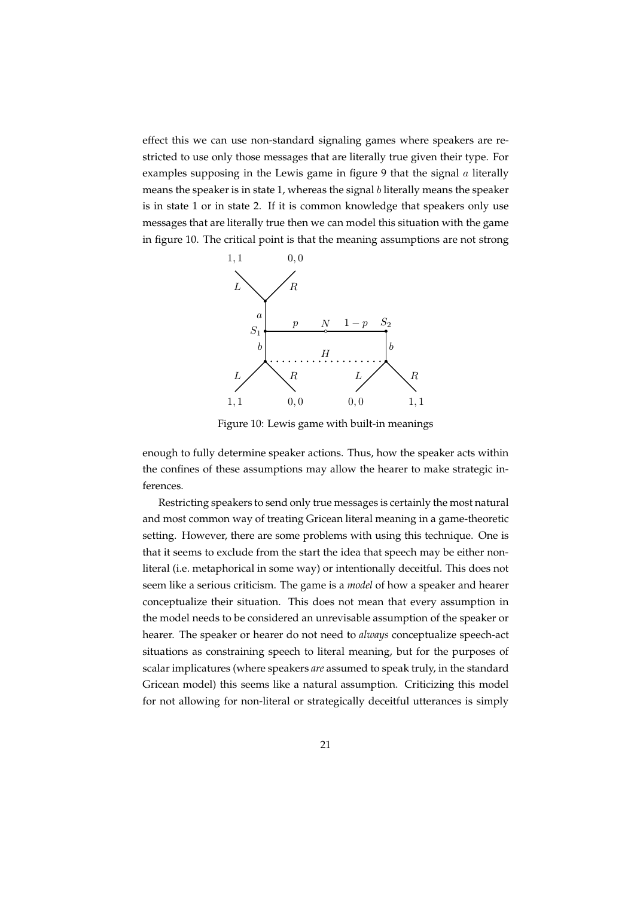effect this we can use non-standard signaling games where speakers are restricted to use only those messages that are literally true given their type. For examples supposing in the Lewis game in figure 9 that the signal $a$ literally means the speaker is in state 1, whereas the signal $b$ literally means the speaker is in state 1 or in state 2. If it is common knowledge that speakers only use messages that are literally true then we can model this situation with the game in figure 10. The critical point is that the meaning assumptions are not strong

Figure 10: Lewis game with built-in meanings

enough to fully determine speaker actions. Thus, how the speaker acts within the confines of these assumptions may allow the hearer to make strategic inferences.

Restricting speakers to send only true messages is certainly the most natural and most common way of treating Gricean literal meaning in a game-theoretic setting. However, there are some problems with using this technique. One is that it seems to exclude from the start the idea that speech may be either non-literal (i.e. metaphorical in some way) or intentionally deceitful. This does not seem like a serious criticism. The game is a *model* of how a speaker and hearer conceptualize their situation. This does not mean that every assumption in the model needs to be considered an unrevisable assumption of the speaker or hearer. The speaker or hearer do not need to *always* conceptualize speech-act situations as constraining speech to literal meaning, but for the purposes of scalar implicatures (where speakers *are* assumed to speak truly, in the standard Gricean model) this seems like a natural assumption. Criticizing this model for not allowing for non-literal or strategically deceitful utterances is simply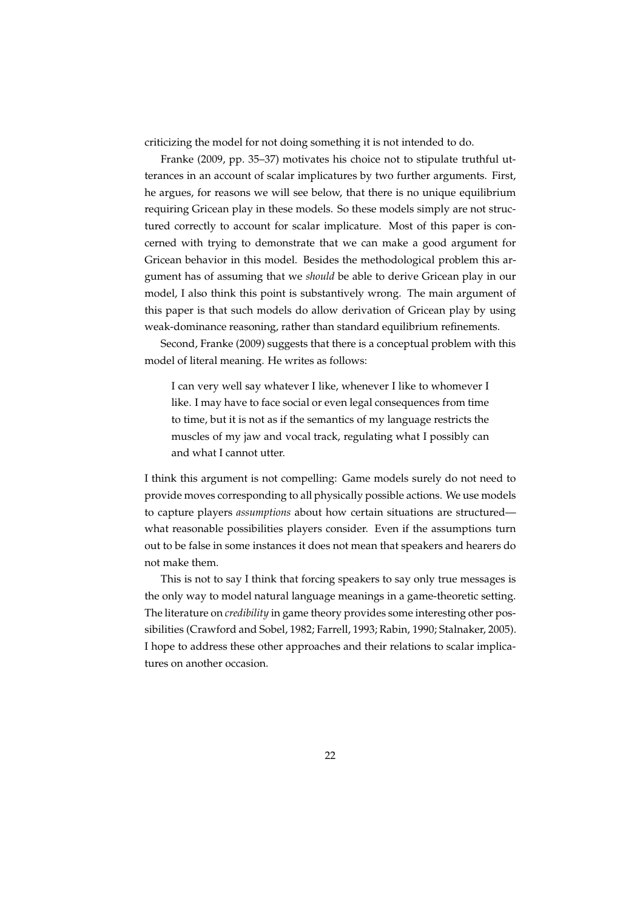criticizing the model for not doing something it is not intended to do.

Franke (2009, pp. 35–37) motivates his choice not to stipulate truthful utterances in an account of scalar implicatures by two further arguments. First, he argues, for reasons we will see below, that there is no unique equilibrium requiring Gricean play in these models. So these models simply are not structured correctly to account for scalar implicature. Most of this paper is concerned with trying to demonstrate that we can make a good argument for Gricean behavior in this model. Besides the methodological problem this argument has of assuming that we *should* be able to derive Gricean play in our model, I also think this point is substantively wrong. The main argument of this paper is that such models do allow derivation of Gricean play by using weak-dominance reasoning, rather than standard equilibrium refinements.

Second, Franke (2009) suggests that there is a conceptual problem with this model of literal meaning. He writes as follows:

> I can very well say whatever I like, whenever I like to whomever I like. I may have to face social or even legal consequences from time to time, but it is not as if the semantics of my language restricts the muscles of my jaw and vocal track, regulating what I possibly can and what I cannot utter.

I think this argument is not compelling: Game models surely do not need to provide moves corresponding to all physically possible actions. We use models to capture players *assumptions* about how certain situations are structured—what reasonable possibilities players consider. Even if the assumptions turn out to be false in some instances it does not mean that speakers and hearers do not make them.

This is not to say I think that forcing speakers to say only true messages is the only way to model natural language meanings in a game-theoretic setting. The literature on *credibility* in game theory provides some interesting other possibilities (Crawford and Sobel, 1982; Farrell, 1993; Rabin, 1990; Stalnaker, 2005). I hope to address these other approaches and their relations to scalar implicatures on another occasion.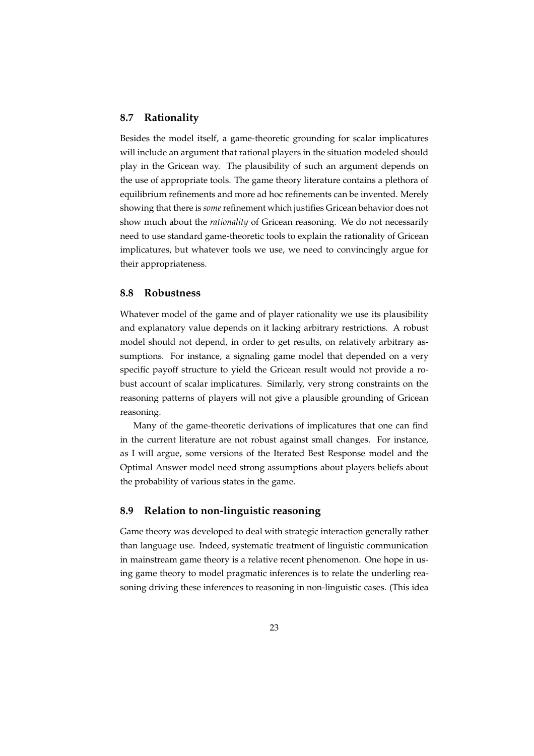## 8.7 Rationality

Besides the model itself, a game-theoretic grounding for scalar implicatures will include an argument that rational players in the situation modeled should play in the Gricean way. The plausibility of such an argument depends on the use of appropriate tools. The game theory literature contains a plethora of equilibrium refinements and more ad hoc refinements can be invented. Merely showing that there is *some* refinement which justifies Gricean behavior does not show much about the *rationality* of Gricean reasoning. We do not necessarily need to use standard game-theoretic tools to explain the rationality of Gricean implicatures, but whatever tools we use, we need to convincingly argue for their appropriateness.

## 8.8 Robustness

Whatever model of the game and of player rationality we use its plausibility and explanatory value depends on it lacking arbitrary restrictions. A robust model should not depend, in order to get results, on relatively arbitrary assumptions. For instance, a signaling game model that depended on a very specific payoff structure to yield the Gricean result would not provide a robust account of scalar implicatures. Similarly, very strong constraints on the reasoning patterns of players will not give a plausible grounding of Gricean reasoning.

Many of the game-theoretic derivations of implicatures that one can find in the current literature are not robust against small changes. For instance, as I will argue, some versions of the Iterated Best Response model and the Optimal Answer model need strong assumptions about players beliefs about the probability of various states in the game.

## 8.9 Relation to non-linguistic reasoning

Game theory was developed to deal with strategic interaction generally rather than language use. Indeed, systematic treatment of linguistic communication in mainstream game theory is a relative recent phenomenon. One hope in using game theory to model pragmatic inferences is to relate the underling reasoning driving these inferences to reasoning in non-linguistic cases. (This idea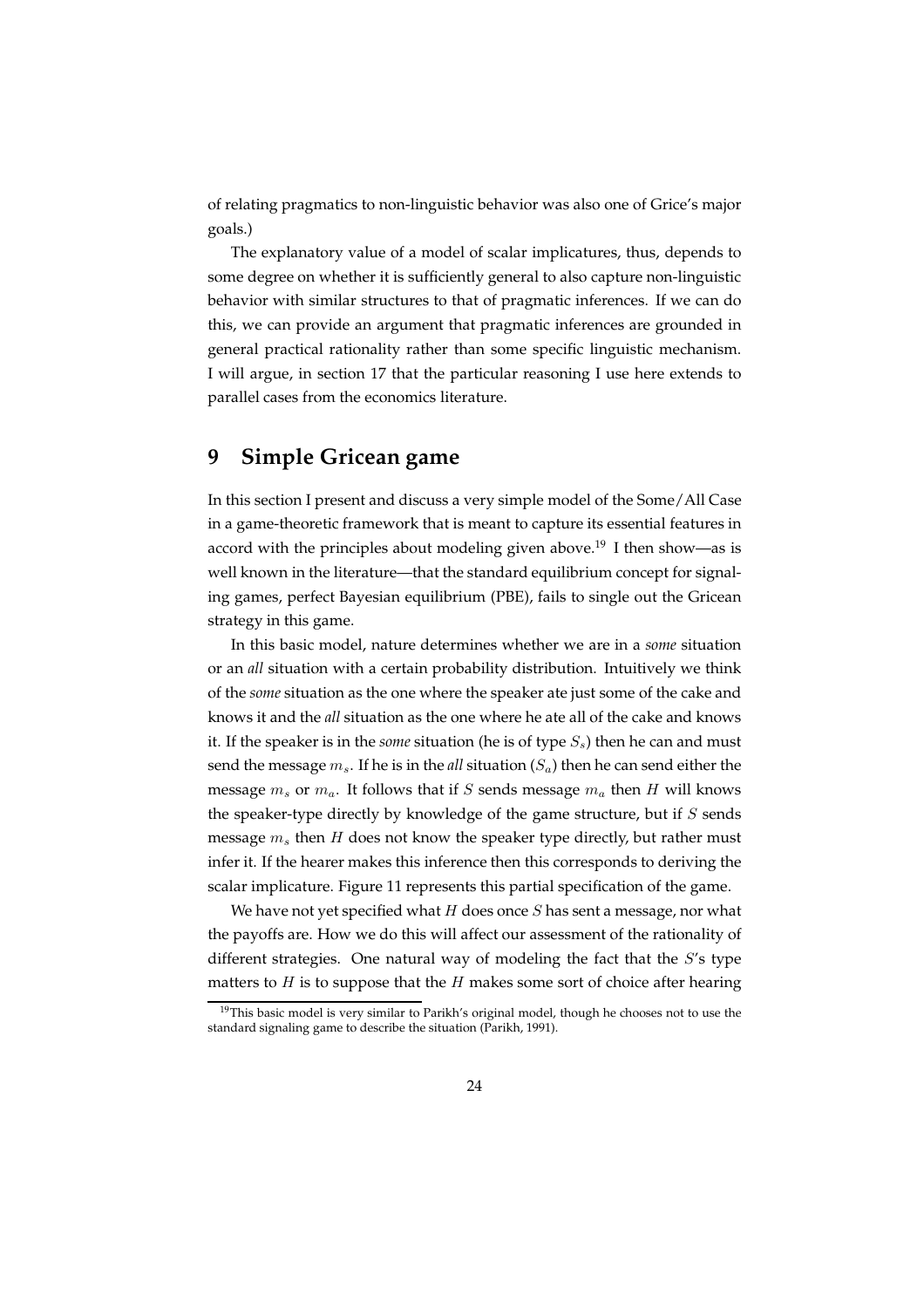of relating pragmatics to non-linguistic behavior was also one of Grice's major goals.)

The explanatory value of a model of scalar implicatures, thus, depends to some degree on whether it is sufficiently general to also capture non-linguistic behavior with similar structures to that of pragmatic inferences. If we can do this, we can provide an argument that pragmatic inferences are grounded in general practical rationality rather than some specific linguistic mechanism. I will argue, in section 17 that the particular reasoning I use here extends to parallel cases from the economics literature.

## 9 Simple Gricean game

In this section I present and discuss a very simple model of the Some/All Case in a game-theoretic framework that is meant to capture its essential features in accord with the principles about modeling given above.[19] I then show—as is well known in the literature—that the standard equilibrium concept for signaling games, perfect Bayesian equilibrium (PBE), fails to single out the Gricean strategy in this game.

In this basic model, nature determines whether we are in a *some* situation or an *all* situation with a certain probability distribution. Intuitively we think of the *some* situation as the one where the speaker ate just some of the cake and knows it and the *all* situation as the one where he ate all of the cake and knows it. If the speaker is in the *some* situation (he is of type $S_s$) then he can and must send the message $m_s$. If he is in the *all* situation ($S_a$) then he can send either the message $m_s$ or $m_a$. It follows that if $S$ sends message $m_a$ then $H$ will knows the speaker-type directly by knowledge of the game structure, but if $S$ sends message $m_s$ then $H$ does not know the speaker type directly, but rather must infer it. If the hearer makes this inference then this corresponds to deriving the scalar implicature. Figure 11 represents this partial specification of the game.

We have not yet specified what $H$ does once $S$ has sent a message, nor what the payoffs are. How we do this will affect our assessment of the rationality of different strategies. One natural way of modeling the fact that the $S$'s type matters to $H$ is to suppose that the $H$ makes some sort of choice after hearing

[19] This basic model is very similar to Parikh's original model, though he chooses not to use the standard signaling game to describe the situation (Parikh, 1991).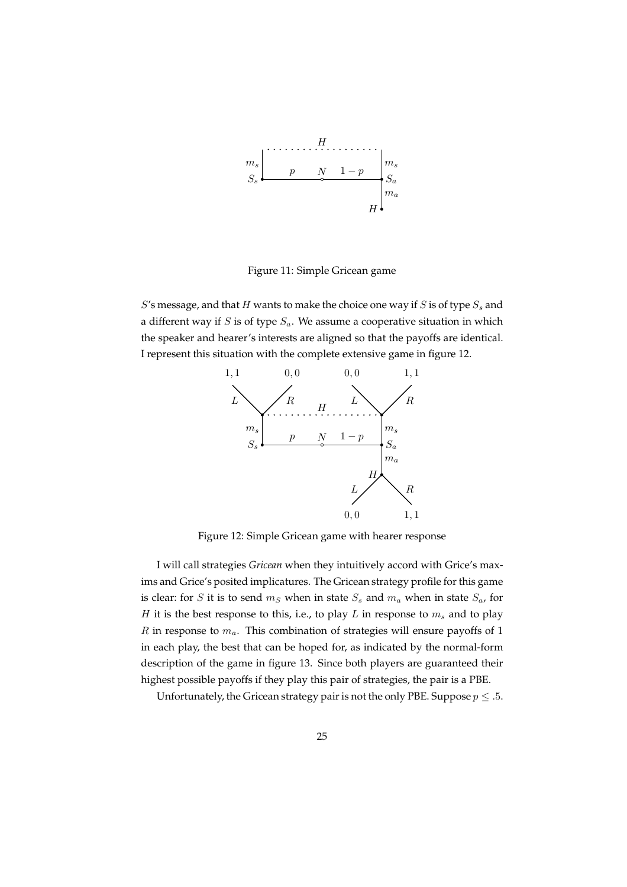Figure 11: Simple Gricean game

$S$'s message, and that $H$ wants to make the choice one way if $S$ is of type $S_s$ and a different way if $S$ is of type $S_a$. We assume a cooperative situation in which the speaker and hearer's interests are aligned so that the payoffs are identical. I represent this situation with the complete extensive game in figure 12.

Figure 12: Simple Gricean game with hearer response

I will call strategies *Gricean* when they intuitively accord with Grice's maxims and Grice's posited implicatures. The Gricean strategy profile for this game is clear: for $S$ it is to send $m_S$ when in state $S_s$ and $m_a$ when in state $S_a$, for $H$ it is the best response to this, i.e., to play $L$ in response to $m_s$ and to play $R$ in response to $m_a$. This combination of strategies will ensure payoffs of 1 in each play, the best that can be hoped for, as indicated by the normal-form description of the game in figure 13. Since both players are guaranteed their highest possible payoffs if they play this pair of strategies, the pair is a PBE.

Unfortunately, the Gricean strategy pair is not the only PBE. Suppose $p \leq .5$.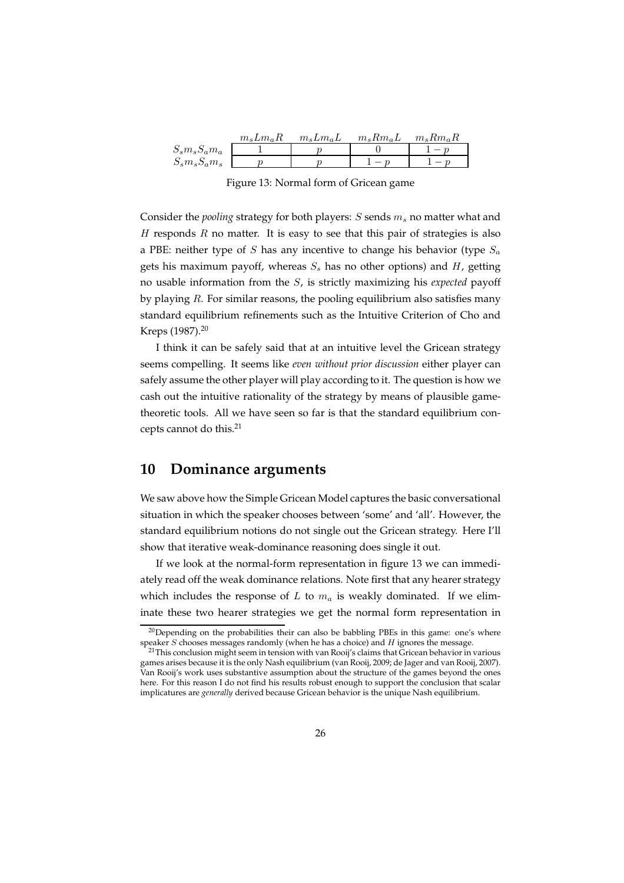| | $m_sLm_aR$ | $m_sLm_aL$ | $m_sRm_aL$ | $m_sRm_aR$ |
|---|---|---|---|---|
| $S_sm_sS_am_a$ | 1 | $p$ | 0 | $1-p$ |
| $S_sm_sS_am_s$ | $p$ | $p$ | $1-p$ | $1-p$ |

Figure 13: Normal form of Gricean game

Consider the *pooling* strategy for both players: $S$ sends $m_s$ no matter what and $H$ responds $R$ no matter. It is easy to see that this pair of strategies is also a PBE: neither type of $S$ has any incentive to change his behavior (type $S_a$ gets his maximum payoff, whereas $S_s$ has no other options) and $H$, getting no usable information from the $S$, is strictly maximizing his *expected* payoff by playing $R$. For similar reasons, the pooling equilibrium also satisfies many standard equilibrium refinements such as the Intuitive Criterion of Cho and Kreps (1987).[20]

I think it can be safely said that at an intuitive level the Gricean strategy seems compelling. It seems like *even without prior discussion* either player can safely assume the other player will play according to it. The question is how we cash out the intuitive rationality of the strategy by means of plausible game-theoretic tools. All we have seen so far is that the standard equilibrium concepts cannot do this.[21]

## 10 Dominance arguments

We saw above how the Simple Gricean Model captures the basic conversational situation in which the speaker chooses between 'some' and 'all'. However, the standard equilibrium notions do not single out the Gricean strategy. Here I'll show that iterative weak-dominance reasoning does single it out.

If we look at the normal-form representation in figure 13 we can immediately read off the weak dominance relations. Note first that any hearer strategy which includes the response of $L$ to $m_a$ is weakly dominated. If we eliminate these two hearer strategies we get the normal form representation in

[20]Depending on the probabilities their can also be babbling PBEs in this game: one's where speaker $S$ chooses messages randomly (when he has a choice) and $H$ ignores the message.

[21]This conclusion might seem in tension with van Rooij's claims that Gricean behavior in various games arises because it is the only Nash equilibrium (van Rooij, 2009; de Jager and van Rooij, 2007). Van Rooij's work uses substantive assumption about the structure of the games beyond the ones here. For this reason I do not find his results robust enough to support the conclusion that scalar implicatures are *generally* derived because Gricean behavior is the unique Nash equilibrium.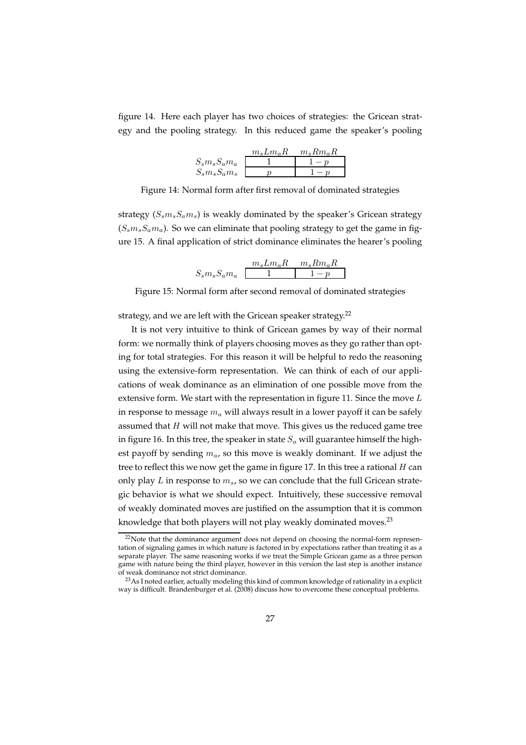figure 14. Here each player has two choices of strategies: the Gricean strategy and the pooling strategy. In this reduced game the speaker's pooling

| | $m_sLm_aR$ | $m_sRm_aR$ |
|---|---|---|
| $S_sm_sS_am_a$ | $1$ | $1-p$ |
| $S_sm_sS_am_s$ | $p$ | $1-p$ |

Figure 14: Normal form after first removal of dominated strategies

strategy ($S_sm_sS_am_s$) is weakly dominated by the speaker's Gricean strategy ($S_sm_sS_am_a$). So we can eliminate that pooling strategy to get the game in figure 15. A final application of strict dominance eliminates the hearer's pooling

| | $m_sLm_aR$ | $m_sRm_aR$ |
|---|---|---|
| $S_sm_sS_am_a$ | $1$ | $1-p$ |

Figure 15: Normal form after second removal of dominated strategies

strategy, and we are left with the Gricean speaker strategy.[22]

It is not very intuitive to think of Gricean games by way of their normal form: we normally think of players choosing moves as they go rather than opting for total strategies. For this reason it will be helpful to redo the reasoning using the extensive-form representation. We can think of each of our applications of weak dominance as an elimination of one possible move from the extensive form. We start with the representation in figure 11. Since the move $L$ in response to message $m_a$ will always result in a lower payoff it can be safely assumed that $H$ will not make that move. This gives us the reduced game tree in figure 16. In this tree, the speaker in state $S_a$ will guarantee himself the highest payoff by sending $m_a$, so this move is weakly dominant. If we adjust the tree to reflect this we now get the game in figure 17. In this tree a rational $H$ can only play $L$ in response to $m_s$, so we can conclude that the full Gricean strategic behavior is what we should expect. Intuitively, these successive removal of weakly dominated moves are justified on the assumption that it is common knowledge that both players will not play weakly dominated moves.[23]

[22] Note that the dominance argument does not depend on choosing the normal-form representation of signaling games in which nature is factored in by expectations rather than treating it as a separate player. The same reasoning works if we treat the Simple Gricean game as a three person game with nature being the third player, however in this version the last step is another instance of weak dominance not strict dominance.

[23] As I noted earlier, actually modeling this kind of common knowledge of rationality in a explicit way is difficult. Brandenburger et al. (2008) discuss how to overcome these conceptual problems.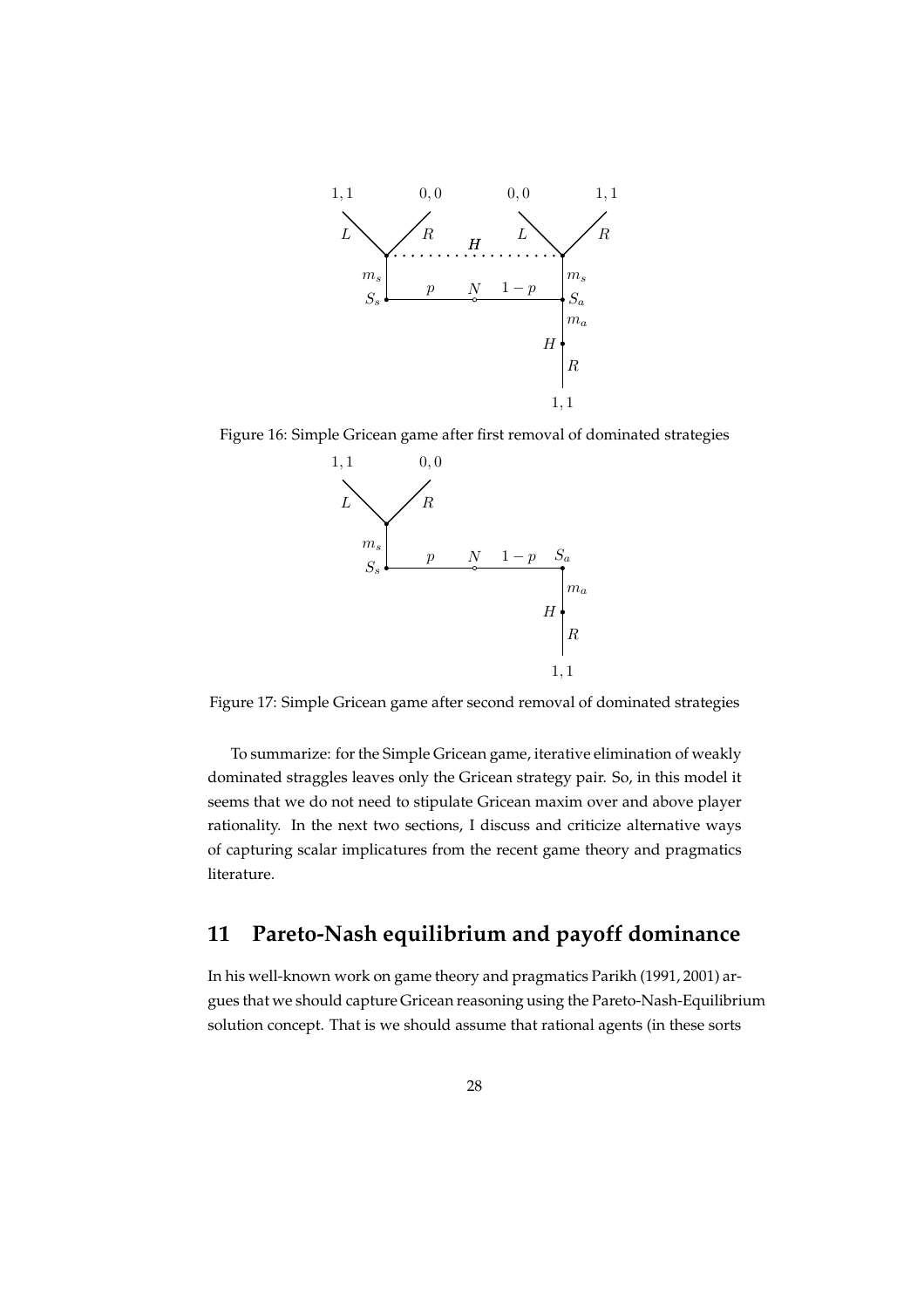Figure 16: Simple Gricean game after first removal of dominated strategies

Figure 17: Simple Gricean game after second removal of dominated strategies

To summarize: for the Simple Gricean game, iterative elimination of weakly dominated straggles leaves only the Gricean strategy pair. So, in this model it seems that we do not need to stipulate Gricean maxim over and above player rationality. In the next two sections, I discuss and criticize alternative ways of capturing scalar implicatures from the recent game theory and pragmatics literature.

## 11 Pareto-Nash equilibrium and payoff dominance

In his well-known work on game theory and pragmatics Parikh (1991, 2001) argues that we should capture Gricean reasoning using the Pareto-Nash-Equilibrium solution concept. That is we should assume that rational agents (in these sorts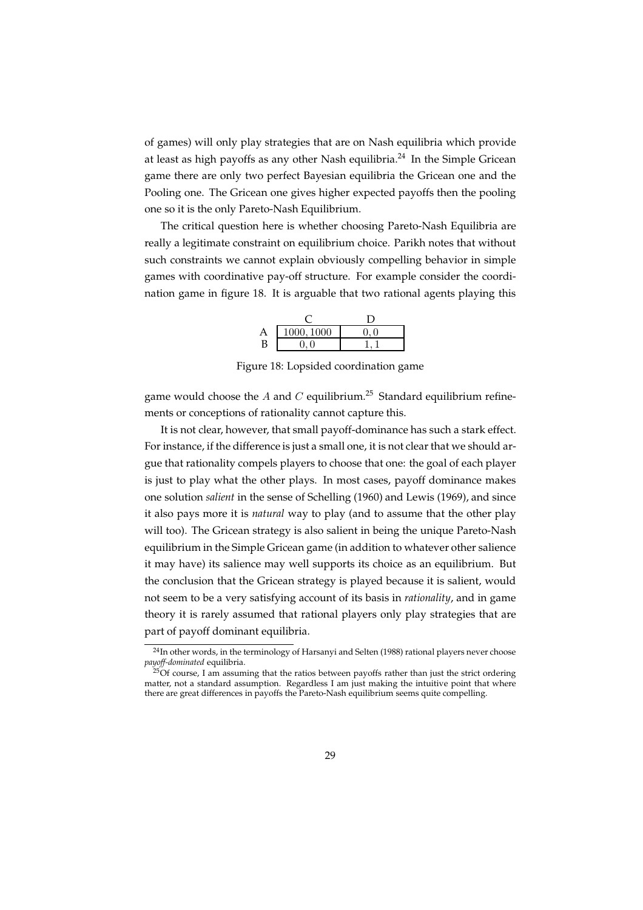of games) will only play strategies that are on Nash equilibria which provide at least as high payoffs as any other Nash equilibria.[24] In the Simple Gricean game there are only two perfect Bayesian equilibria the Gricean one and the Pooling one. The Gricean one gives higher expected payoffs then the pooling one so it is the only Pareto-Nash Equilibrium.

The critical question here is whether choosing Pareto-Nash Equilibria are really a legitimate constraint on equilibrium choice. Parikh notes that without such constraints we cannot explain obviously compelling behavior in simple games with coordinative pay-off structure. For example consider the coordination game in figure 18. It is arguable that two rational agents playing this

| | C | D |
|---|---|---|
| A | $1000, 1000$ | $0, 0$ |
| B | $0, 0$ | $1, 1$ |

Figure 18: Lopsided coordination game

game would choose the $A$ and $C$ equilibrium.[25] Standard equilibrium refinements or conceptions of rationality cannot capture this.

It is not clear, however, that small payoff-dominance has such a stark effect. For instance, if the difference is just a small one, it is not clear that we should argue that rationality compels players to choose that one: the goal of each player is just to play what the other plays. In most cases, payoff dominance makes one solution *salient* in the sense of Schelling (1960) and Lewis (1969), and since it also pays more it is *natural* way to play (and to assume that the other play will too). The Gricean strategy is also salient in being the unique Pareto-Nash equilibrium in the Simple Gricean game (in addition to whatever other salience it may have) its salience may well supports its choice as an equilibrium. But the conclusion that the Gricean strategy is played because it is salient, would not seem to be a very satisfying account of its basis in *rationality*, and in game theory it is rarely assumed that rational players only play strategies that are part of payoff dominant equilibria.

[24] In other words, in the terminology of Harsanyi and Selten (1988) rational players never choose *payoff-dominated* equilibria.

[25] Of course, I am assuming that the ratios between payoffs rather than just the strict ordering matter, not a standard assumption. Regardless I am just making the intuitive point that where there are great differences in payoffs the Pareto-Nash equilibrium seems quite compelling.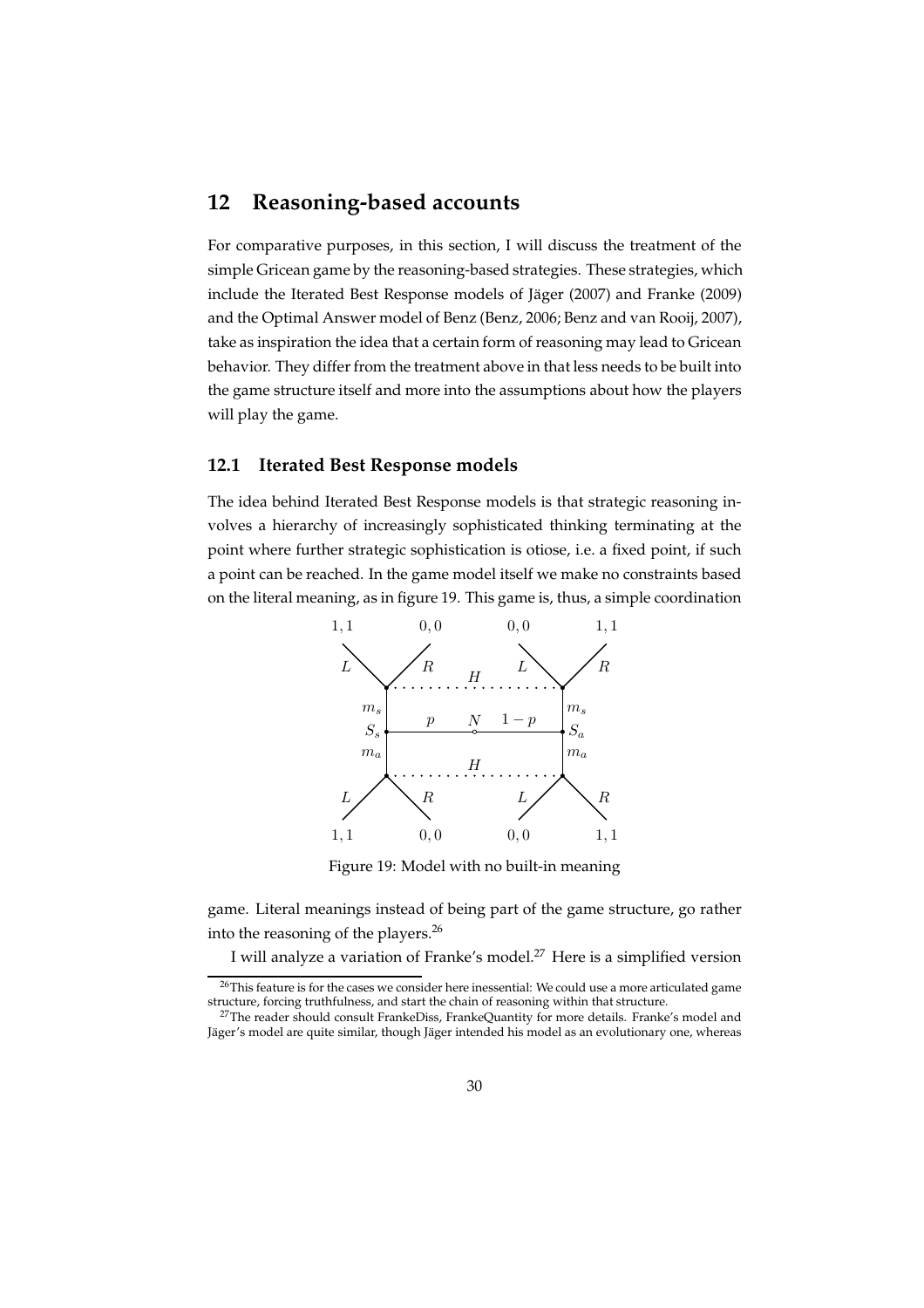## 12 Reasoning-based accounts

For comparative purposes, in this section, I will discuss the treatment of the simple Gricean game by the reasoning-based strategies. These strategies, which include the Iterated Best Response models of Jäger (2007) and Franke (2009) and the Optimal Answer model of Benz (Benz, 2006; Benz and van Rooij, 2007), take as inspiration the idea that a certain form of reasoning may lead to Gricean behavior. They differ from the treatment above in that less needs to be built into the game structure itself and more into the assumptions about how the players will play the game.

### 12.1 Iterated Best Response models

The idea behind Iterated Best Response models is that strategic reasoning involves a hierarchy of increasingly sophisticated thinking terminating at the point where further strategic sophistication is otiose, i.e. a fixed point, if such a point can be reached. In the game model itself we make no constraints based on the literal meaning, as in figure 19. This game is, thus, a simple coordination game. Literal meanings instead of being part of the game structure, go rather into the reasoning of the players.[26]

Figure 19: Model with no built-in meaning

I will analyze a variation of Franke's model.[27] Here is a simplified version

[26] This feature is for the cases we consider here inessential: We could use a more articulated game structure, forcing truthfulness, and start the chain of reasoning within that structure.

[27] The reader should consult FrankeDiss, FrankeQuantity for more details. Franke's model and Jäger's model are quite similar, though Jäger intended his model as an evolutionary one, whereas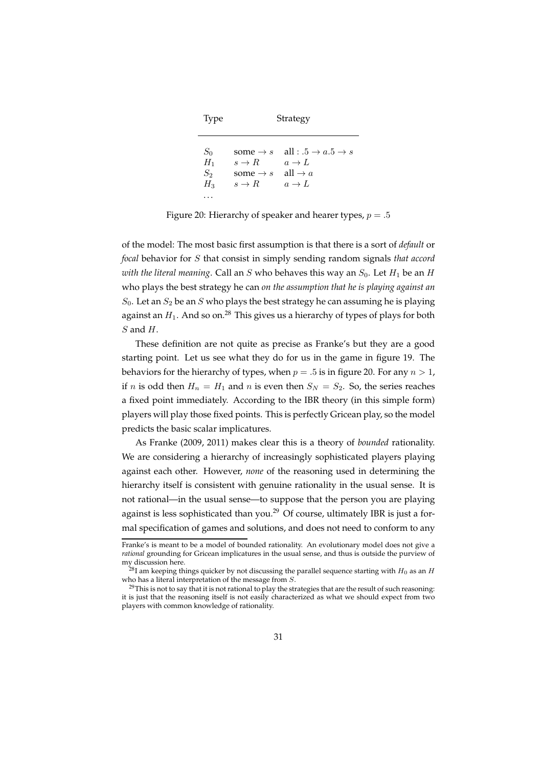| Type | Strategy | |
|---|---|---|
| $S_0$ | some $\to s$ | all : $.5 \to a .5 \to s$ |
| $H_1$ | $s \to R$ | $a \to L$ |
| $S_2$ | some $\to s$ | all $\to a$ |
| $H_3$ | $s \to R$ | $a \to L$ |
| ... | | |

Figure 20: Hierarchy of speaker and hearer types, $p = .5$

of the model: The most basic first assumption is that there is a sort of *default* or *focal* behavior for $S$ that consist in simply sending random signals *that accord with the literal meaning*. Call an $S$ who behaves this way an $S_0$. Let $H_1$ be an $H$ who plays the best strategy he can *on the assumption that he is playing against an* $S_0$. Let an $S_2$ be an $S$ who plays the best strategy he can assuming he is playing against an $H_1$. And so on.[28] This gives us a hierarchy of types of plays for both $S$ and $H$.

These definition are not quite as precise as Franke's but they are a good starting point. Let us see what they do for us in the game in figure 19. The behaviors for the hierarchy of types, when $p = .5$ is in figure 20. For any $n > 1$, if $n$ is odd then $H_n = H_1$ and $n$ is even then $S_N = S_2$. So, the series reaches a fixed point immediately. According to the IBR theory (in this simple form) players will play those fixed points. This is perfectly Gricean play, so the model predicts the basic scalar implicatures.

As Franke (2009, 2011) makes clear this is a theory of *bounded* rationality. We are considering a hierarchy of increasingly sophisticated players playing against each other. However, *none* of the reasoning used in determining the hierarchy itself is consistent with genuine rationality in the usual sense. It is not rational—in the usual sense—to suppose that the person you are playing against is less sophisticated than you.[29] Of course, ultimately IBR is just a formal specification of games and solutions, and does not need to conform to any

Franke's is meant to be a model of bounded rationality. An evolutionary model does not give a *rational* grounding for Gricean implicatures in the usual sense, and thus is outside the purview of my discussion here.

[28] I am keeping things quicker by not discussing the parallel sequence starting with $H_0$ as an $H$ who has a literal interpretation of the message from $S$.

[29] This is not to say that it is not rational to play the strategies that are the result of such reasoning: it is just that the reasoning itself is not easily characterized as what we should expect from two players with common knowledge of rationality.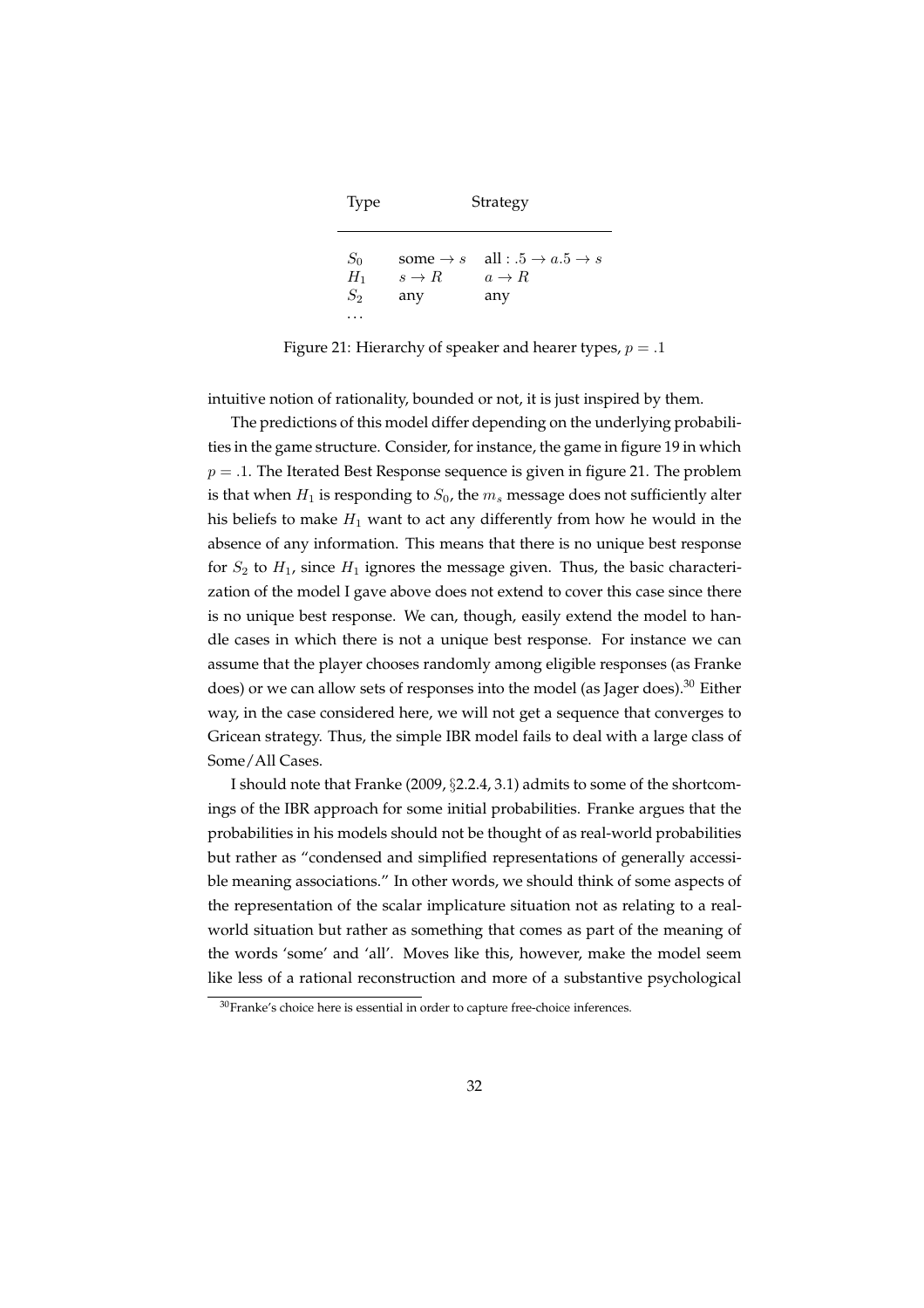| Type | Strategy | |
|---|---|---|
| $S_0$ | some $\to s$ | all : $.5 \to a.5 \to s$ |
| $H_1$ | $s \to R$ | $a \to R$ |
| $S_2$ | any | any |
| ... | | |

Figure 21: Hierarchy of speaker and hearer types, $p = .1$

intuitive notion of rationality, bounded or not, it is just inspired by them.

The predictions of this model differ depending on the underlying probabilities in the game structure. Consider, for instance, the game in figure 19 in which $p = .1$. The Iterated Best Response sequence is given in figure 21. The problem is that when $H_1$ is responding to $S_0$, the $m_s$ message does not sufficiently alter his beliefs to make $H_1$ want to act any differently from how he would in the absence of any information. This means that there is no unique best response for $S_2$ to $H_1$, since $H_1$ ignores the message given. Thus, the basic characterization of the model I gave above does not extend to cover this case since there is no unique best response. We can, though, easily extend the model to handle cases in which there is not a unique best response. For instance we can assume that the player chooses randomly among eligible responses (as Franke does) or we can allow sets of responses into the model (as Jager does).[30] Either way, in the case considered here, we will not get a sequence that converges to Gricean strategy. Thus, the simple IBR model fails to deal with a large class of Some/All Cases.

I should note that Franke (2009, §2.2.4, 3.1) admits to some of the shortcomings of the IBR approach for some initial probabilities. Franke argues that the probabilities in his models should not be thought of as real-world probabilities but rather as "condensed and simplified representations of generally accessible meaning associations." In other words, we should think of some aspects of the representation of the scalar implicature situation not as relating to a real-world situation but rather as something that comes as part of the meaning of the words 'some' and 'all'. Moves like this, however, make the model seem like less of a rational reconstruction and more of a substantive psychological

[30] Franke's choice here is essential in order to capture free-choice inferences.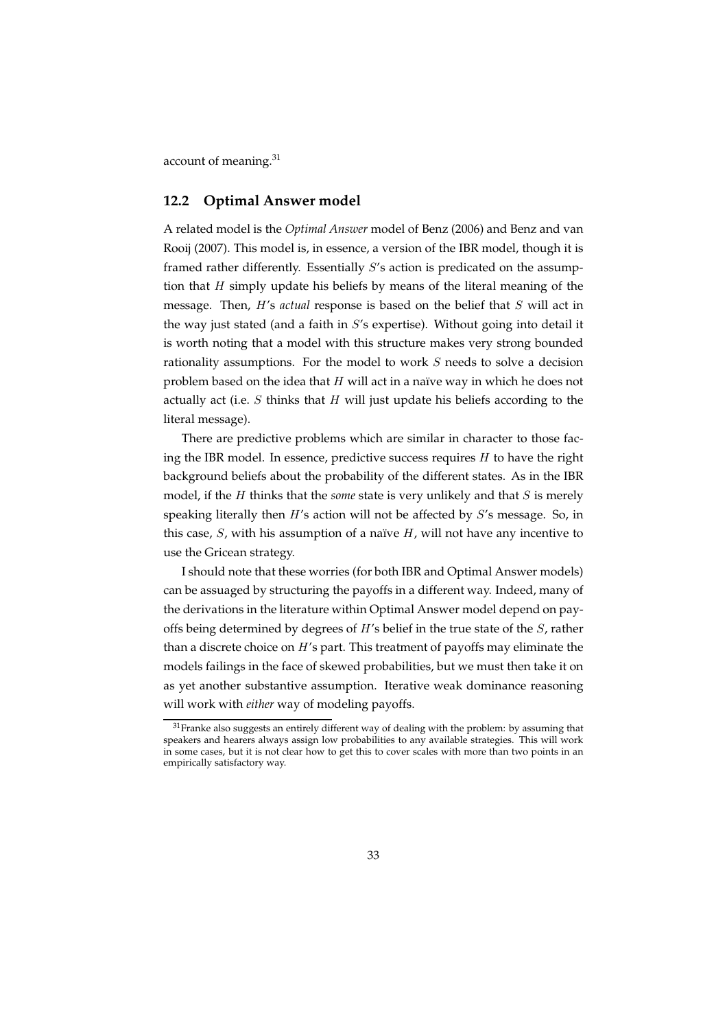account of meaning.[31]

## 12.2 Optimal Answer model

A related model is the *Optimal Answer* model of Benz (2006) and Benz and van Rooij (2007). This model is, in essence, a version of the IBR model, though it is framed rather differently. Essentially $S$'s action is predicated on the assumption that $H$ simply update his beliefs by means of the literal meaning of the message. Then, $H$'s *actual* response is based on the belief that $S$ will act in the way just stated (and a faith in $S$'s expertise). Without going into detail it is worth noting that a model with this structure makes very strong bounded rationality assumptions. For the model to work $S$ needs to solve a decision problem based on the idea that $H$ will act in a naïve way in which he does not actually act (i.e. $S$ thinks that $H$ will just update his beliefs according to the literal message).

There are predictive problems which are similar in character to those facing the IBR model. In essence, predictive success requires $H$ to have the right background beliefs about the probability of the different states. As in the IBR model, if the $H$ thinks that the *some* state is very unlikely and that $S$ is merely speaking literally then $H$'s action will not be affected by $S$'s message. So, in this case, $S$, with his assumption of a naïve $H$, will not have any incentive to use the Gricean strategy.

I should note that these worries (for both IBR and Optimal Answer models) can be assuaged by structuring the payoffs in a different way. Indeed, many of the derivations in the literature within Optimal Answer model depend on payoffs being determined by degrees of $H$'s belief in the true state of the $S$, rather than a discrete choice on $H$'s part. This treatment of payoffs may eliminate the models failings in the face of skewed probabilities, but we must then take it on as yet another substantive assumption. Iterative weak dominance reasoning will work with *either* way of modeling payoffs.

[31] Franke also suggests an entirely different way of dealing with the problem: by assuming that speakers and hearers always assign low probabilities to any available strategies. This will work in some cases, but it is not clear how to get this to cover scales with more than two points in an empirically satisfactory way.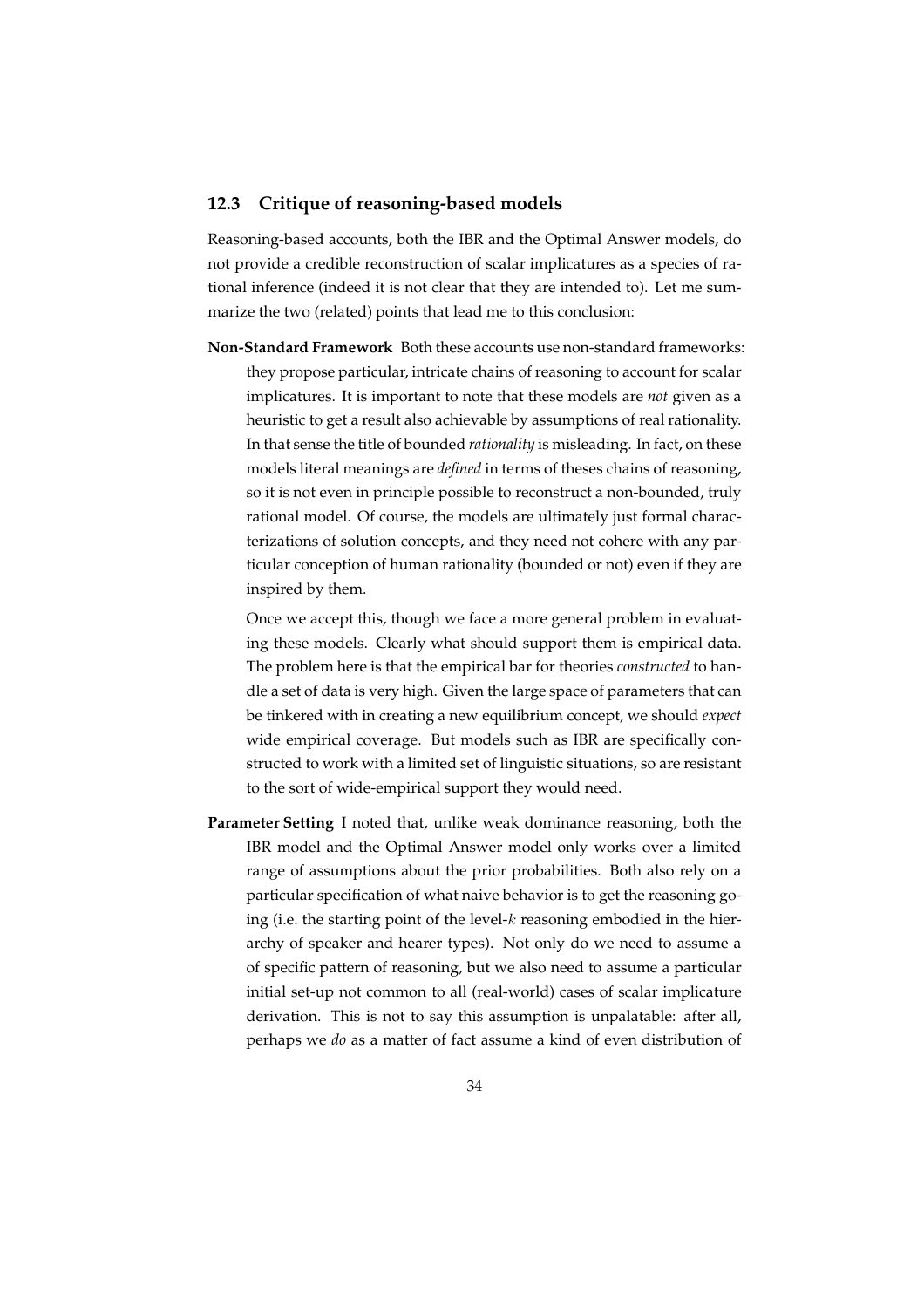## 12.3 Critique of reasoning-based models

Reasoning-based accounts, both the IBR and the Optimal Answer models, do not provide a credible reconstruction of scalar implicatures as a species of rational inference (indeed it is not clear that they are intended to). Let me summarize the two (related) points that lead me to this conclusion:

**Non-Standard Framework** Both these accounts use non-standard frameworks: they propose particular, intricate chains of reasoning to account for scalar implicatures. It is important to note that these models are *not* given as a heuristic to get a result also achievable by assumptions of real rationality. In that sense the title of bounded *rationality* is misleading. In fact, on these models literal meanings are *defined* in terms of theses chains of reasoning, so it is not even in principle possible to reconstruct a non-bounded, truly rational model. Of course, the models are ultimately just formal characterizations of solution concepts, and they need not cohere with any particular conception of human rationality (bounded or not) even if they are inspired by them.

Once we accept this, though we face a more general problem in evaluating these models. Clearly what should support them is empirical data. The problem here is that the empirical bar for theories *constructed* to handle a set of data is very high. Given the large space of parameters that can be tinkered with in creating a new equilibrium concept, we should *expect* wide empirical coverage. But models such as IBR are specifically constructed to work with a limited set of linguistic situations, so are resistant to the sort of wide-empirical support they would need.

**Parameter Setting** I noted that, unlike weak dominance reasoning, both the IBR model and the Optimal Answer model only works over a limited range of assumptions about the prior probabilities. Both also rely on a particular specification of what naive behavior is to get the reasoning going (i.e. the starting point of the level-$k$ reasoning embodied in the hierarchy of speaker and hearer types). Not only do we need to assume a of specific pattern of reasoning, but we also need to assume a particular initial set-up not common to all (real-world) cases of scalar implicature derivation. This is not to say this assumption is unpalatable: after all, perhaps we *do* as a matter of fact assume a kind of even distribution of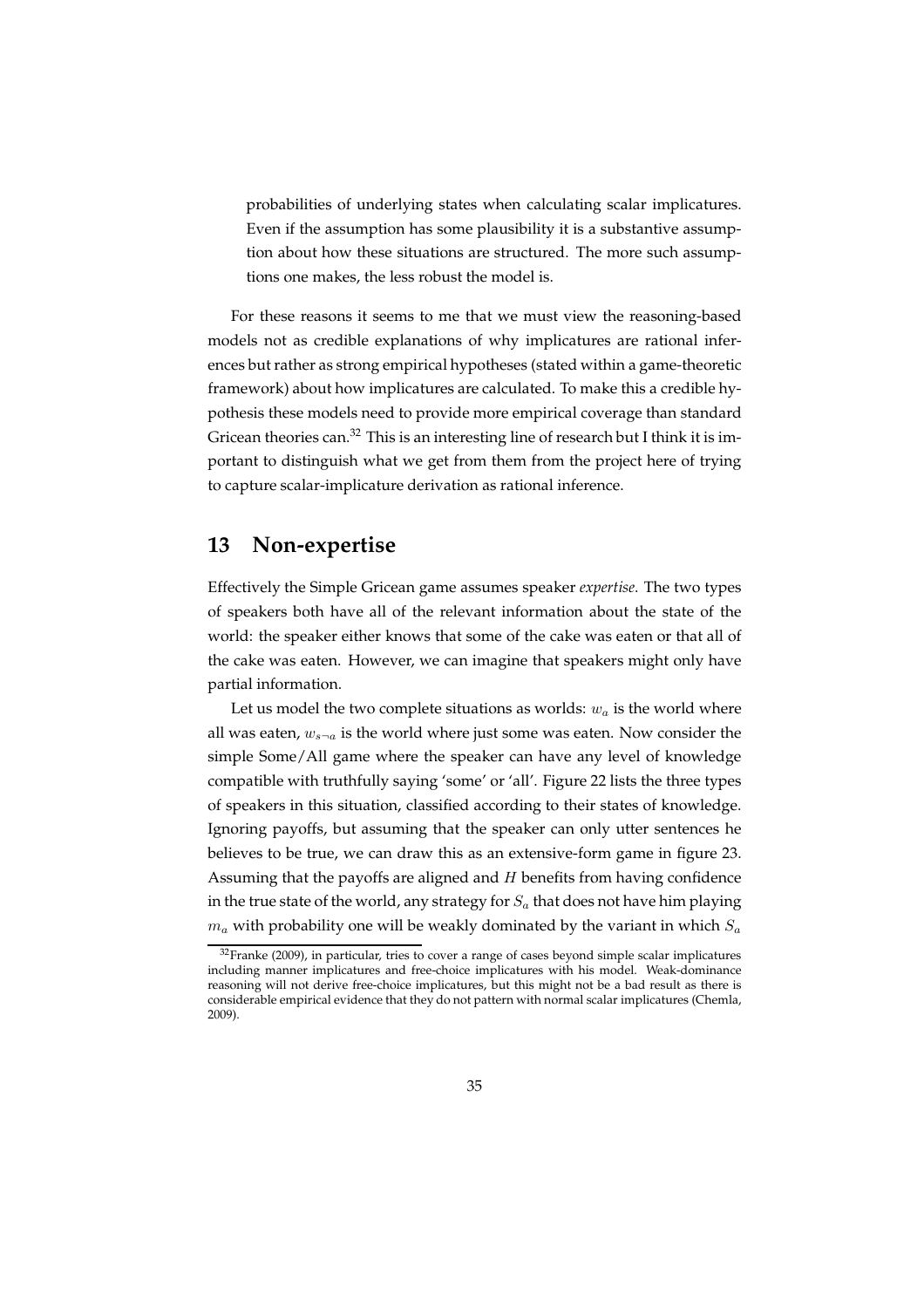probabilities of underlying states when calculating scalar implicatures. Even if the assumption has some plausibility it is a substantive assumption about how these situations are structured. The more such assumptions one makes, the less robust the model is.

For these reasons it seems to me that we must view the reasoning-based models not as credible explanations of why implicatures are rational inferences but rather as strong empirical hypotheses (stated within a game-theoretic framework) about how implicatures are calculated. To make this a credible hypothesis these models need to provide more empirical coverage than standard Gricean theories can.[32] This is an interesting line of research but I think it is important to distinguish what we get from them from the project here of trying to capture scalar-implicature derivation as rational inference.

## 13 Non-expertise

Effectively the Simple Gricean game assumes speaker *expertise*. The two types of speakers both have all of the relevant information about the state of the world: the speaker either knows that some of the cake was eaten or that all of the cake was eaten. However, we can imagine that speakers might only have partial information.

Let us model the two complete situations as worlds: $w_a$ is the world where all was eaten, $w_{s\neg a}$ is the world where just some was eaten. Now consider the simple Some/All game where the speaker can have any level of knowledge compatible with truthfully saying 'some' or 'all'. Figure 22 lists the three types of speakers in this situation, classified according to their states of knowledge. Ignoring payoffs, but assuming that the speaker can only utter sentences he believes to be true, we can draw this as an extensive-form game in figure 23. Assuming that the payoffs are aligned and $H$ benefits from having confidence in the true state of the world, any strategy for $S_a$ that does not have him playing $m_a$ with probability one will be weakly dominated by the variant in which $S_a$

[32] Franke (2009), in particular, tries to cover a range of cases beyond simple scalar implicatures including manner implicatures and free-choice implicatures with his model. Weak-dominance reasoning will not derive free-choice implicatures, but this might not be a bad result as there is considerable empirical evidence that they do not pattern with normal scalar implicatures (Chemla, 2009).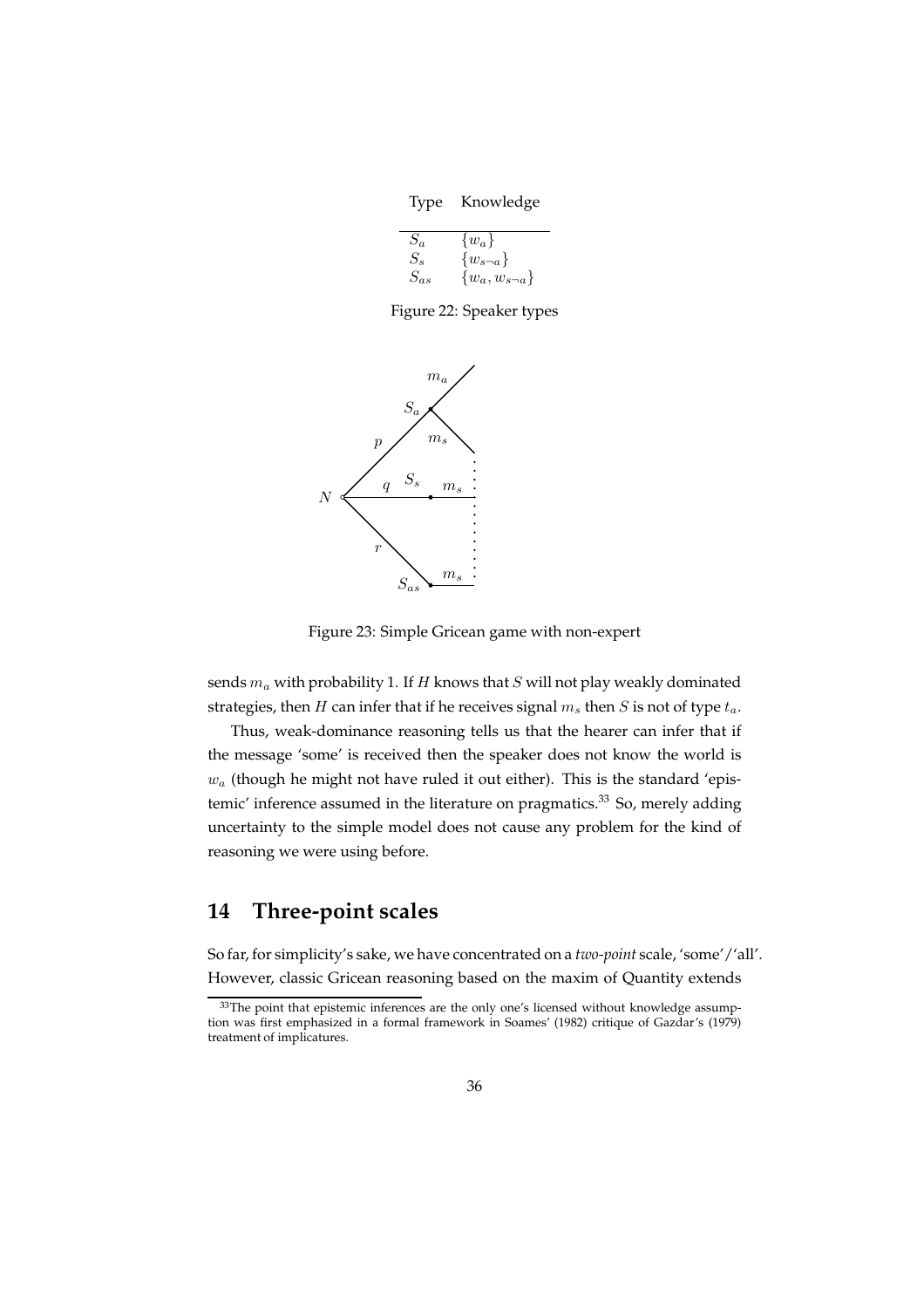| Type | Knowledge |
|---|---|
| $S_a$ | $\{w_a\}$ |
| $S_s$ | $\{w_{s\neg a}\}$ |
| $S_{as}$ | $\{w_a, w_{s\neg a}\}$ |

Figure 22: Speaker types

Figure 23: Simple Gricean game with non-expert

sends $m_a$ with probability 1. If $H$ knows that $S$ will not play weakly dominated strategies, then $H$ can infer that if he receives signal $m_s$ then $S$ is not of type $t_a$.

Thus, weak-dominance reasoning tells us that the hearer can infer that if the message 'some' is received then the speaker does not know the world is $w_a$ (though he might not have ruled it out either). This is the standard 'epistemic' inference assumed in the literature on pragmatics.[33] So, merely adding uncertainty to the simple model does not cause any problem for the kind of reasoning we were using before.

## 14 Three-point scales

So far, for simplicity's sake, we have concentrated on a *two-point* scale, 'some'/'all'. However, classic Gricean reasoning based on the maxim of Quantity extends

[33] The point that epistemic inferences are the only one's licensed without knowledge assumption was first emphasized in a formal framework in Soames' (1982) critique of Gazdar's (1979) treatment of implicatures.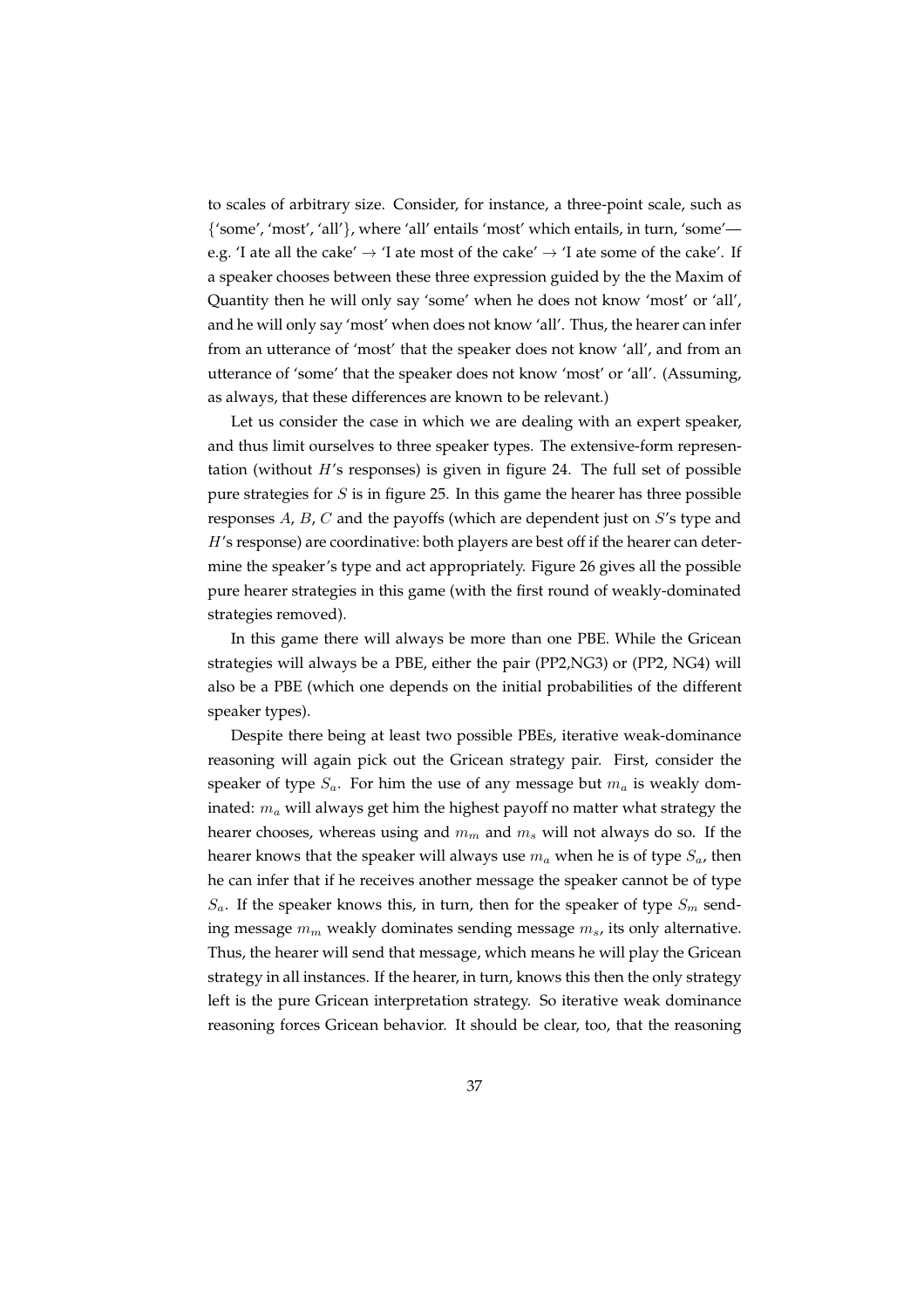to scales of arbitrary size. Consider, for instance, a three-point scale, such as {'some', 'most', 'all'}, where 'all' entails 'most' which entails, in turn, 'some'—e.g. 'I ate all the cake' $\rightarrow$ 'I ate most of the cake' $\rightarrow$ 'I ate some of the cake'. If a speaker chooses between these three expression guided by the the Maxim of Quantity then he will only say 'some' when he does not know 'most' or 'all', and he will only say 'most' when does not know 'all'. Thus, the hearer can infer from an utterance of 'most' that the speaker does not know 'all', and from an utterance of 'some' that the speaker does not know 'most' or 'all'. (Assuming, as always, that these differences are known to be relevant.)

Let us consider the case in which we are dealing with an expert speaker, and thus limit ourselves to three speaker types. The extensive-form representation (without $H$'s responses) is given in figure 24. The full set of possible pure strategies for $S$ is in figure 25. In this game the hearer has three possible responses $A$, $B$, $C$ and the payoffs (which are dependent just on $S$'s type and $H$'s response) are coordinative: both players are best off if the hearer can determine the speaker's type and act appropriately. Figure 26 gives all the possible pure hearer strategies in this game (with the first round of weakly-dominated strategies removed).

In this game there will always be more than one PBE. While the Gricean strategies will always be a PBE, either the pair (PP2,NG3) or (PP2, NG4) will also be a PBE (which one depends on the initial probabilities of the different speaker types).

Despite there being at least two possible PBEs, iterative weak-dominance reasoning will again pick out the Gricean strategy pair. First, consider the speaker of type $S_a$. For him the use of any message but $m_a$ is weakly dominated: $m_a$ will always get him the highest payoff no matter what strategy the hearer chooses, whereas using and $m_m$ and $m_s$ will not always do so. If the hearer knows that the speaker will always use $m_a$ when he is of type $S_a$, then he can infer that if he receives another message the speaker cannot be of type $S_a$. If the speaker knows this, in turn, then for the speaker of type $S_m$ sending message $m_m$ weakly dominates sending message $m_s$, its only alternative. Thus, the hearer will send that message, which means he will play the Gricean strategy in all instances. If the hearer, in turn, knows this then the only strategy left is the pure Gricean interpretation strategy. So iterative weak dominance reasoning forces Gricean behavior. It should be clear, too, that the reasoning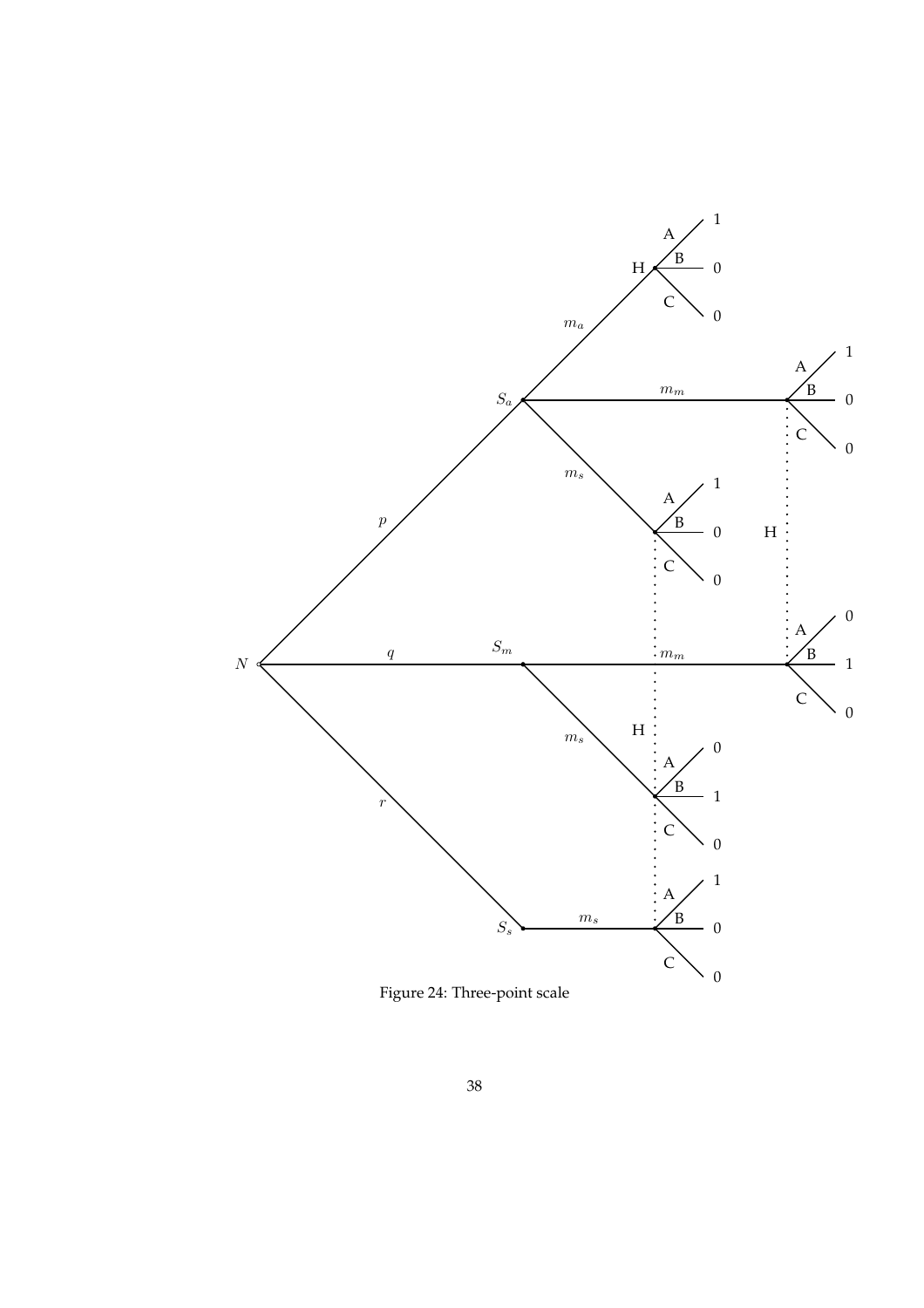Figure 24: Three-point scale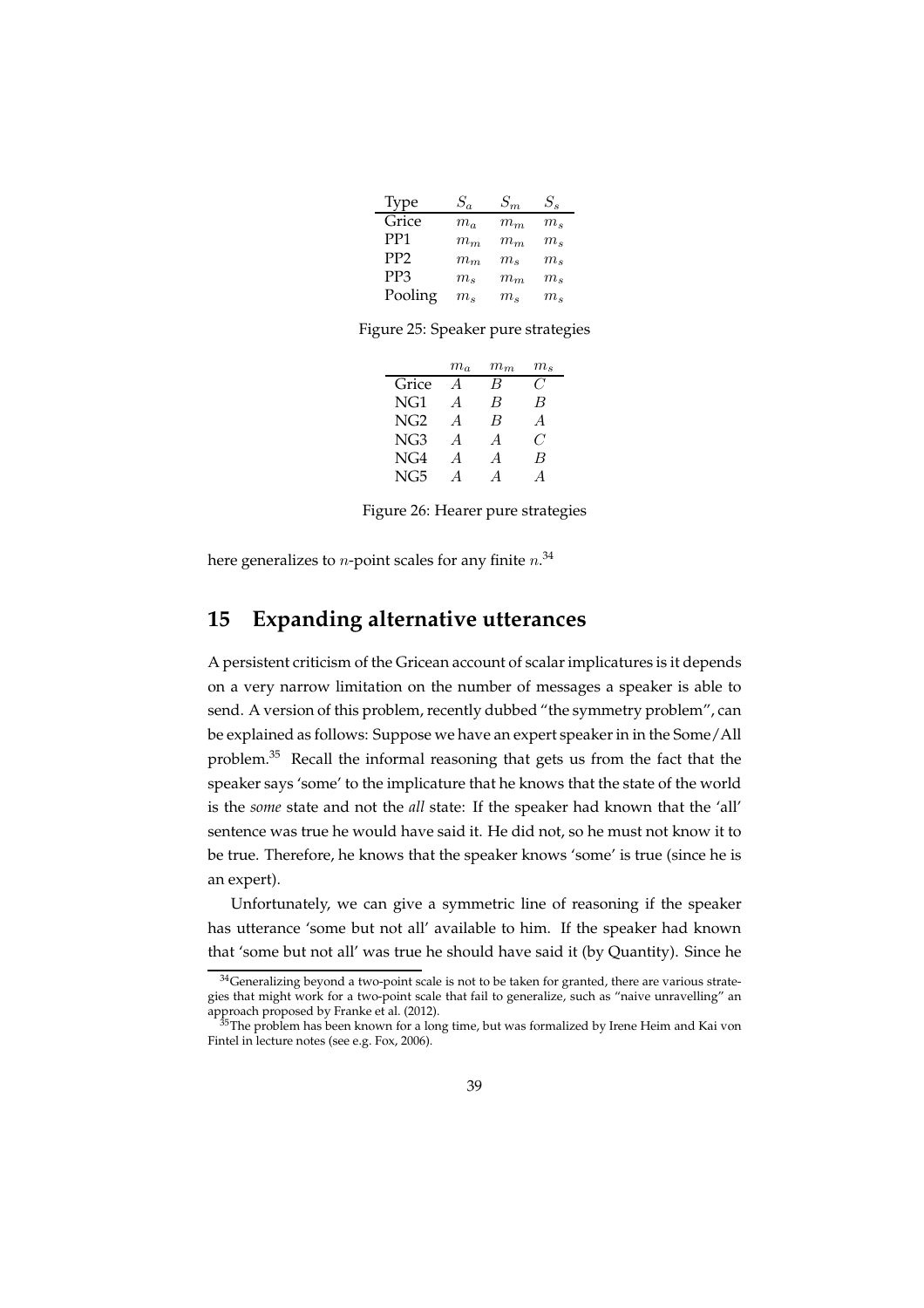| Type | $S_a$ | $S_m$ | $S_s$ |
|---|---|---|---|
| Grice | $m_a$ | $m_m$ | $m_s$ |
| PP1 | $m_m$ | $m_m$ | $m_s$ |
| PP2 | $m_m$ | $m_s$ | $m_s$ |
| PP3 | $m_s$ | $m_m$ | $m_s$ |
| Pooling | $m_s$ | $m_s$ | $m_s$ |

Figure 25: Speaker pure strategies

| | $m_a$ | $m_m$ | $m_s$ |
|---|---|---|---|
| Grice | $A$ | $B$ | $C$ |
| NG1 | $A$ | $B$ | $B$ |
| NG2 | $A$ | $B$ | $A$ |
| NG3 | $A$ | $A$ | $C$ |
| NG4 | $A$ | $A$ | $B$ |
| NG5 | $A$ | $A$ | $A$ |

Figure 26: Hearer pure strategies

here generalizes to $n$-point scales for any finite $n$.[34]

## 15 Expanding alternative utterances

A persistent criticism of the Gricean account of scalar implicatures is it depends on a very narrow limitation on the number of messages a speaker is able to send. A version of this problem, recently dubbed "the symmetry problem", can be explained as follows: Suppose we have an expert speaker in in the Some/All problem.[35] Recall the informal reasoning that gets us from the fact that the speaker says 'some' to the implicature that he knows that the state of the world is the *some* state and not the *all* state: If the speaker had known that the 'all' sentence was true he would have said it. He did not, so he must not know it to be true. Therefore, he knows that the speaker knows 'some' is true (since he is an expert).

Unfortunately, we can give a symmetric line of reasoning if the speaker has utterance 'some but not all' available to him. If the speaker had known that 'some but not all' was true he should have said it (by Quantity). Since he

[34] Generalizing beyond a two-point scale is not to be taken for granted, there are various strategies that might work for a two-point scale that fail to generalize, such as "naive unravelling" an approach proposed by Franke et al. (2012).

[35] The problem has been known for a long time, but was formalized by Irene Heim and Kai von Fintel in lecture notes (see e.g. Fox, 2006).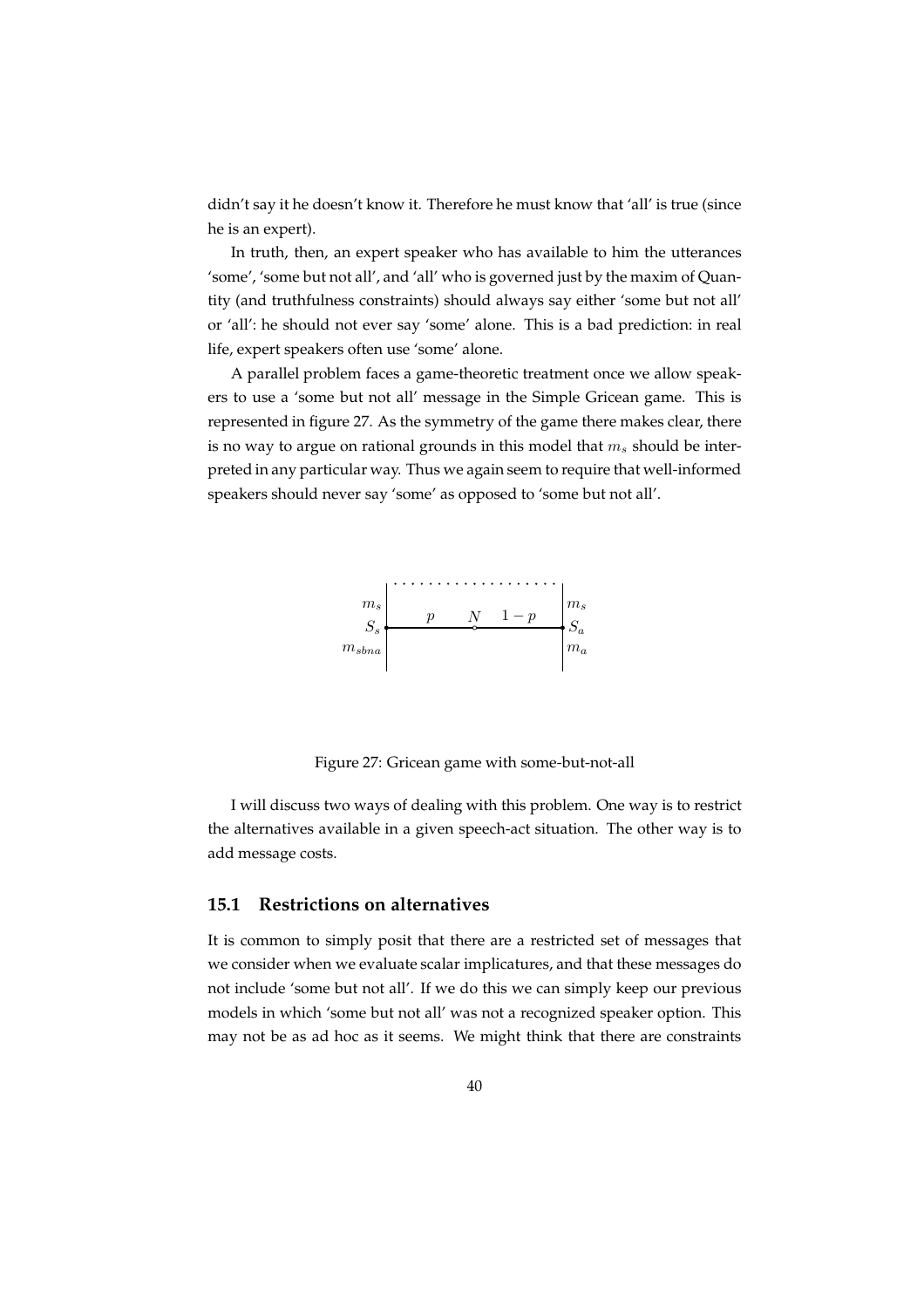didn't say it he doesn't know it. Therefore he must know that 'all' is true (since he is an expert).

In truth, then, an expert speaker who has available to him the utterances 'some', 'some but not all', and 'all' who is governed just by the maxim of Quantity (and truthfulness constraints) should always say either 'some but not all' or 'all': he should not ever say 'some' alone. This is a bad prediction: in real life, expert speakers often use 'some' alone.

A parallel problem faces a game-theoretic treatment once we allow speakers to use a 'some but not all' message in the Simple Gricean game. This is represented in figure 27. As the symmetry of the game there makes clear, there is no way to argue on rational grounds in this model that $m_s$ should be interpreted in any particular way. Thus we again seem to require that well-informed speakers should never say 'some' as opposed to 'some but not all'.

Figure 27: Gricean game with some-but-not-all

I will discuss two ways of dealing with this problem. One way is to restrict the alternatives available in a given speech-act situation. The other way is to add message costs.

### 15.1 Restrictions on alternatives

It is common to simply posit that there are a restricted set of messages that we consider when we evaluate scalar implicatures, and that these messages do not include 'some but not all'. If we do this we can simply keep our previous models in which 'some but not all' was not a recognized speaker option. This may not be as ad hoc as it seems. We might think that there are constraints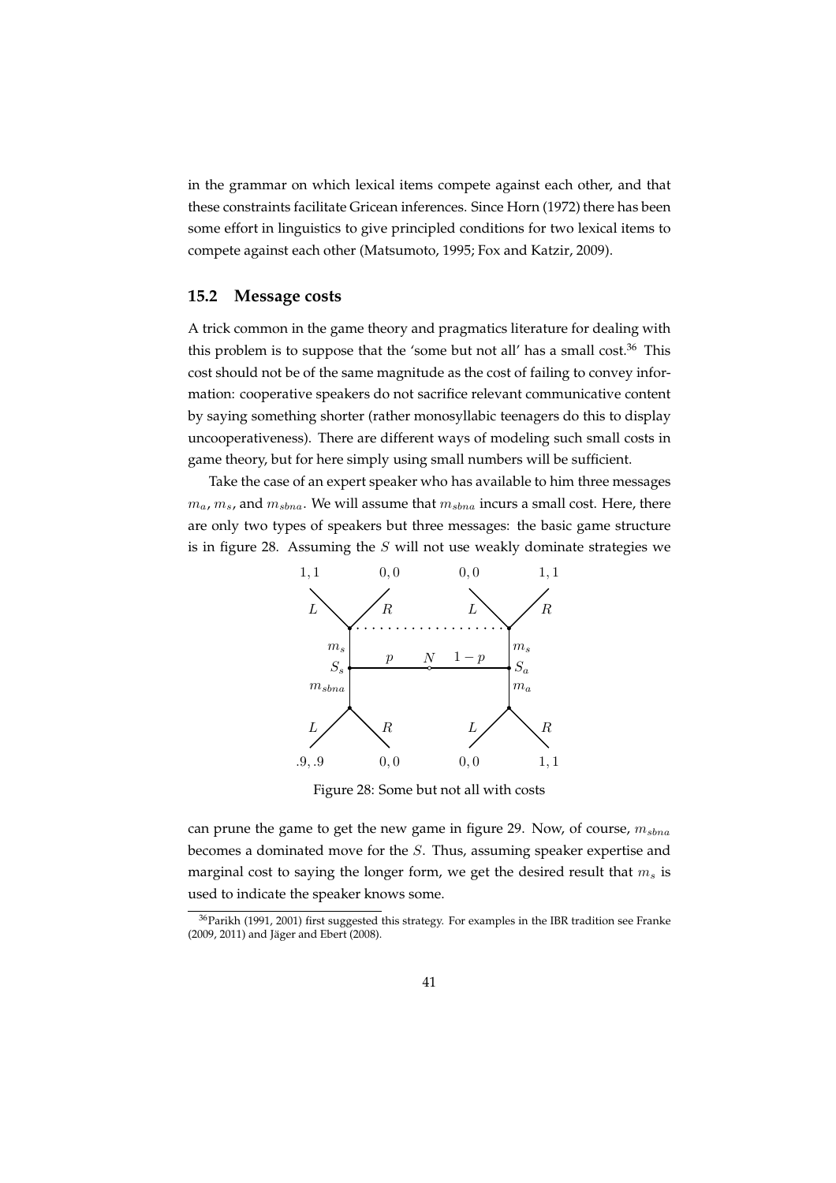in the grammar on which lexical items compete against each other, and that these constraints facilitate Gricean inferences. Since Horn (1972) there has been some effort in linguistics to give principled conditions for two lexical items to compete against each other (Matsumoto, 1995; Fox and Katzir, 2009).

## 15.2 Message costs

A trick common in the game theory and pragmatics literature for dealing with this problem is to suppose that the 'some but not all' has a small cost.[36] This cost should not be of the same magnitude as the cost of failing to convey information: cooperative speakers do not sacrifice relevant communicative content by saying something shorter (rather monosyllabic teenagers do this to display uncooperativeness). There are different ways of modeling such small costs in game theory, but for here simply using small numbers will be sufficient.

Take the case of an expert speaker who has available to him three messages $m_a$, $m_s$, and $m_{sbna}$. We will assume that $m_{sbna}$ incurs a small cost. Here, there are only two types of speakers but three messages: the basic game structure is in figure 28. Assuming the $S$ will not use weakly dominate strategies we

Figure 28: Some but not all with costs

can prune the game to get the new game in figure 29. Now, of course, $m_{sbna}$ becomes a dominated move for the $S$. Thus, assuming speaker expertise and marginal cost to saying the longer form, we get the desired result that $m_s$ is used to indicate the speaker knows some.

[36] Parikh (1991, 2001) first suggested this strategy. For examples in the IBR tradition see Franke (2009, 2011) and Jäger and Ebert (2008).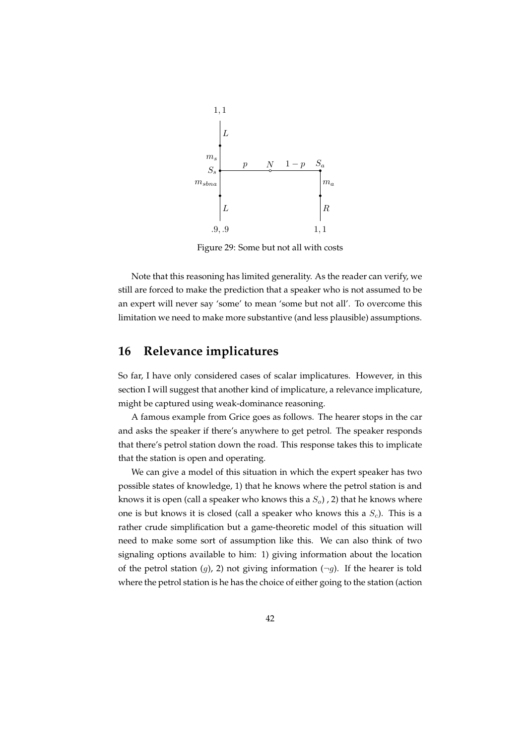Figure 29: Some but not all with costs

Note that this reasoning has limited generality. As the reader can verify, we still are forced to make the prediction that a speaker who is not assumed to be an expert will never say 'some' to mean 'some but not all'. To overcome this limitation we need to make more substantive (and less plausible) assumptions.

## 16 Relevance implicatures

So far, I have only considered cases of scalar implicatures. However, in this section I will suggest that another kind of implicature, a relevance implicature, might be captured using weak-dominance reasoning.

A famous example from Grice goes as follows. The hearer stops in the car and asks the speaker if there's anywhere to get petrol. The speaker responds that there's petrol station down the road. This response takes this to implicate that the station is open and operating.

We can give a model of this situation in which the expert speaker has two possible states of knowledge, 1) that he knows where the petrol station is and knows it is open (call a speaker who knows this a $S_o$) , 2) that he knows where one is but knows it is closed (call a speaker who knows this a $S_c$). This is a rather crude simplification but a game-theoretic model of this situation will need to make some sort of assumption like this. We can also think of two signaling options available to him: 1) giving information about the location of the petrol station ($g$), 2) not giving information ($\neg g$). If the hearer is told where the petrol station is he has the choice of either going to the station (action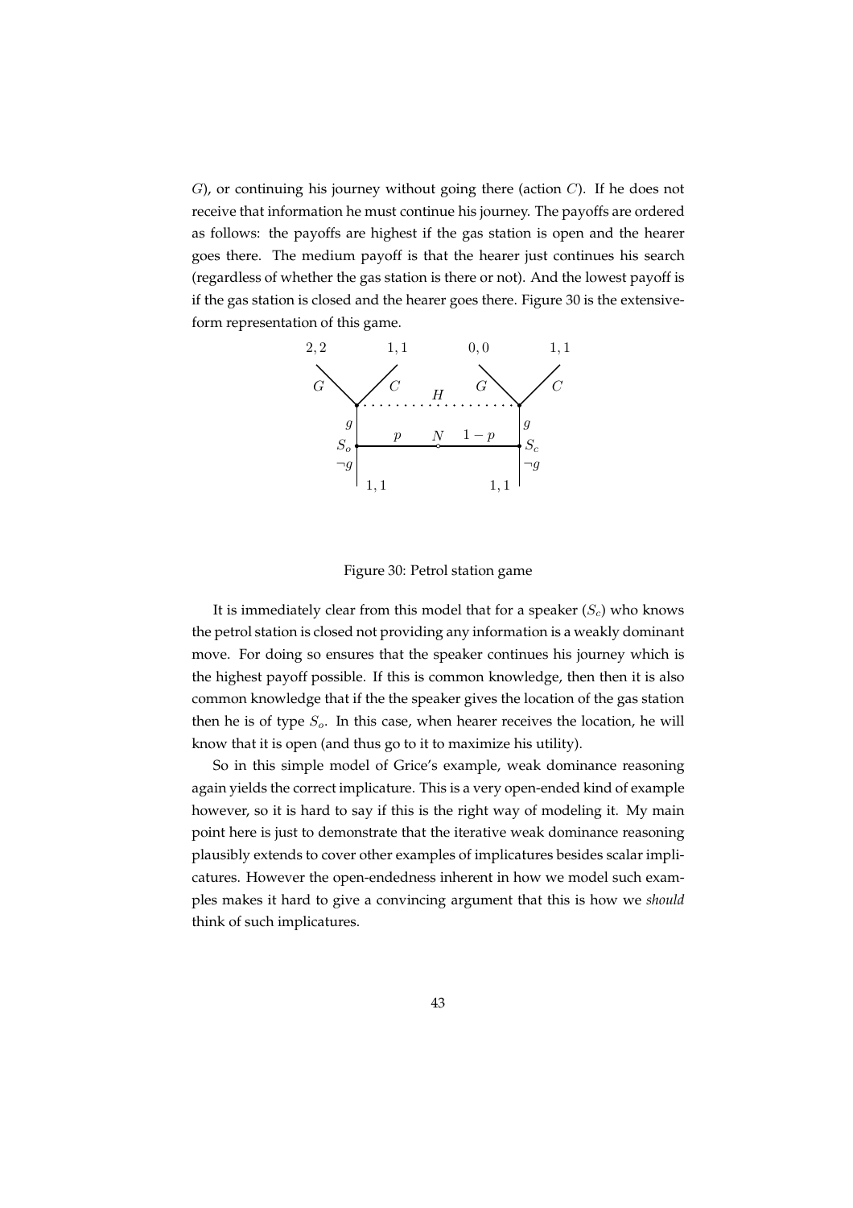$G$), or continuing his journey without going there (action $C$). If he does not receive that information he must continue his journey. The payoffs are ordered as follows: the payoffs are highest if the gas station is open and the hearer goes there. The medium payoff is that the hearer just continues his search (regardless of whether the gas station is there or not). And the lowest payoff is if the gas station is closed and the hearer goes there. Figure 30 is the extensive-form representation of this game.

Figure 30: Petrol station game

It is immediately clear from this model that for a speaker ($S_c$) who knows the petrol station is closed not providing any information is a weakly dominant move. For doing so ensures that the speaker continues his journey which is the highest payoff possible. If this is common knowledge, then then it is also common knowledge that if the the speaker gives the location of the gas station then he is of type $S_o$. In this case, when hearer receives the location, he will know that it is open (and thus go to it to maximize his utility).

So in this simple model of Grice's example, weak dominance reasoning again yields the correct implicature. This is a very open-ended kind of example however, so it is hard to say if this is the right way of modeling it. My main point here is just to demonstrate that the iterative weak dominance reasoning plausibly extends to cover other examples of implicatures besides scalar implicatures. However the open-endedness inherent in how we model such examples makes it hard to give a convincing argument that this is how we *should* think of such implicatures.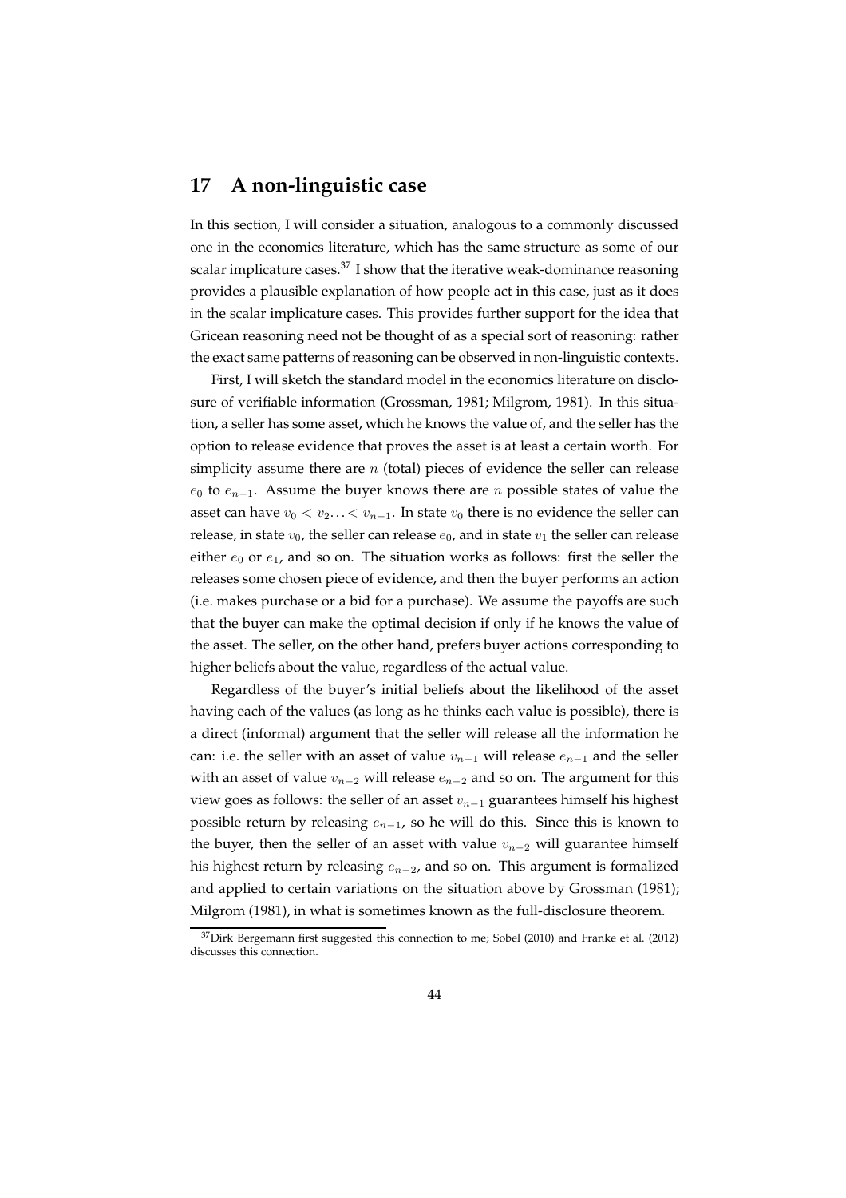## 17 A non-linguistic case

In this section, I will consider a situation, analogous to a commonly discussed one in the economics literature, which has the same structure as some of our scalar implicature cases.[37] I show that the iterative weak-dominance reasoning provides a plausible explanation of how people act in this case, just as it does in the scalar implicature cases. This provides further support for the idea that Gricean reasoning need not be thought of as a special sort of reasoning: rather the exact same patterns of reasoning can be observed in non-linguistic contexts.

First, I will sketch the standard model in the economics literature on disclosure of verifiable information (Grossman, 1981; Milgrom, 1981). In this situation, a seller has some asset, which he knows the value of, and the seller has the option to release evidence that proves the asset is at least a certain worth. For simplicity assume there are $n$ (total) pieces of evidence the seller can release $e_0$ to $e_{n-1}$. Assume the buyer knows there are $n$ possible states of value the asset can have $v_0 < v_2 \ldots < v_{n-1}$. In state $v_0$ there is no evidence the seller can release, in state $v_0$, the seller can release $e_0$, and in state $v_1$ the seller can release either $e_0$ or $e_1$, and so on. The situation works as follows: first the seller the releases some chosen piece of evidence, and then the buyer performs an action (i.e. makes purchase or a bid for a purchase). We assume the payoffs are such that the buyer can make the optimal decision if only if he knows the value of the asset. The seller, on the other hand, prefers buyer actions corresponding to higher beliefs about the value, regardless of the actual value.

Regardless of the buyer's initial beliefs about the likelihood of the asset having each of the values (as long as he thinks each value is possible), there is a direct (informal) argument that the seller will release all the information he can: i.e. the seller with an asset of value $v_{n-1}$ will release $e_{n-1}$ and the seller with an asset of value $v_{n-2}$ will release $e_{n-2}$ and so on. The argument for this view goes as follows: the seller of an asset $v_{n-1}$ guarantees himself his highest possible return by releasing $e_{n-1}$, so he will do this. Since this is known to the buyer, then the seller of an asset with value $v_{n-2}$ will guarantee himself his highest return by releasing $e_{n-2}$, and so on. This argument is formalized and applied to certain variations on the situation above by Grossman (1981); Milgrom (1981), in what is sometimes known as the full-disclosure theorem.

[37] Dirk Bergemann first suggested this connection to me; Sobel (2010) and Franke et al. (2012) discusses this connection.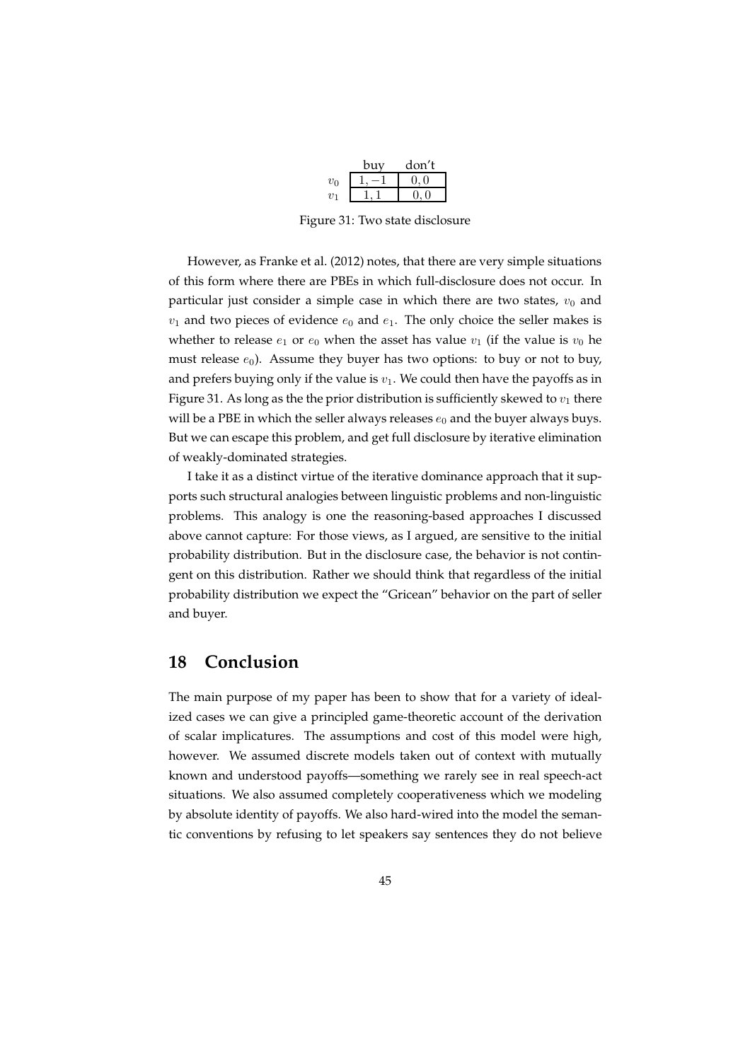| | buy | don't |
|---|---|---|
| $v_0$ | $1, -1$ | $0, 0$ |
| $v_1$ | $1, 1$ | $0, 0$ |

Figure 31: Two state disclosure

However, as Franke et al. (2012) notes, that there are very simple situations of this form where there are PBEs in which full-disclosure does not occur. In particular just consider a simple case in which there are two states, $v_0$ and $v_1$ and two pieces of evidence $e_0$ and $e_1$. The only choice the seller makes is whether to release $e_1$ or $e_0$ when the asset has value $v_1$ (if the value is $v_0$ he must release $e_0$). Assume they buyer has two options: to buy or not to buy, and prefers buying only if the value is $v_1$. We could then have the payoffs as in Figure 31. As long as the the prior distribution is sufficiently skewed to $v_1$ there will be a PBE in which the seller always releases $e_0$ and the buyer always buys. But we can escape this problem, and get full disclosure by iterative elimination of weakly-dominated strategies.

I take it as a distinct virtue of the iterative dominance approach that it supports such structural analogies between linguistic problems and non-linguistic problems. This analogy is one the reasoning-based approaches I discussed above cannot capture: For those views, as I argued, are sensitive to the initial probability distribution. But in the disclosure case, the behavior is not contingent on this distribution. Rather we should think that regardless of the initial probability distribution we expect the "Gricean" behavior on the part of seller and buyer.

## 18 Conclusion

The main purpose of my paper has been to show that for a variety of idealized cases we can give a principled game-theoretic account of the derivation of scalar implicatures. The assumptions and cost of this model were high, however. We assumed discrete models taken out of context with mutually known and understood payoffs—something we rarely see in real speech-act situations. We also assumed completely cooperativeness which we modeling by absolute identity of payoffs. We also hard-wired into the model the semantic conventions by refusing to let speakers say sentences they do not believe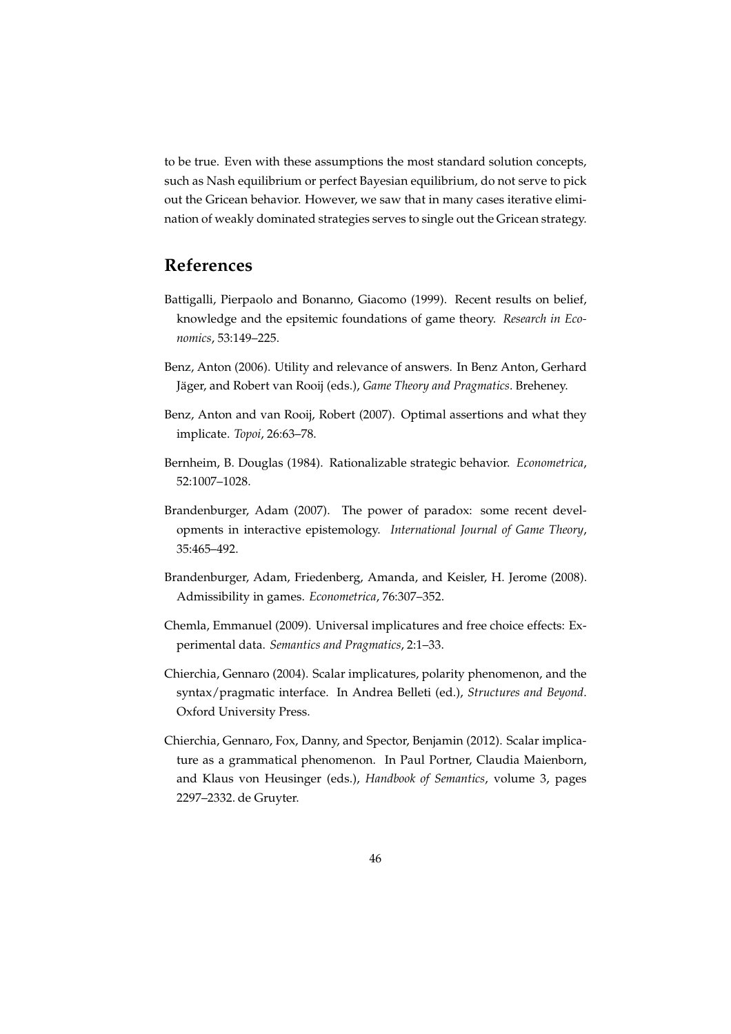to be true. Even with these assumptions the most standard solution concepts, such as Nash equilibrium or perfect Bayesian equilibrium, do not serve to pick out the Gricean behavior. However, we saw that in many cases iterative elimination of weakly dominated strategies serves to single out the Gricean strategy.

## References

Battigalli, Pierpaolo and Bonanno, Giacomo (1999). Recent results on belief, knowledge and the epsitemic foundations of game theory. *Research in Economics*, 53:149–225.

Benz, Anton (2006). Utility and relevance of answers. In Benz Anton, Gerhard Jäger, and Robert van Rooij (eds.), *Game Theory and Pragmatics*. Breheney.

Benz, Anton and van Rooij, Robert (2007). Optimal assertions and what they implicate. *Topoi*, 26:63–78.

Bernheim, B. Douglas (1984). Rationalizable strategic behavior. *Econometrica*, 52:1007–1028.

Brandenburger, Adam (2007). The power of paradox: some recent developments in interactive epistemology. *International Journal of Game Theory*, 35:465–492.

Brandenburger, Adam, Friedenberg, Amanda, and Keisler, H. Jerome (2008). Admissibility in games. *Econometrica*, 76:307–352.

Chemla, Emmanuel (2009). Universal implicatures and free choice effects: Experimental data. *Semantics and Pragmatics*, 2:1–33.

Chierchia, Gennaro (2004). Scalar implicatures, polarity phenomenon, and the syntax/pragmatic interface. In Andrea Belleti (ed.), *Structures and Beyond*. Oxford University Press.

Chierchia, Gennaro, Fox, Danny, and Spector, Benjamin (2012). Scalar implicature as a grammatical phenomenon. In Paul Portner, Claudia Maienborn, and Klaus von Heusinger (eds.), *Handbook of Semantics*, volume 3, pages 2297–2332. de Gruyter.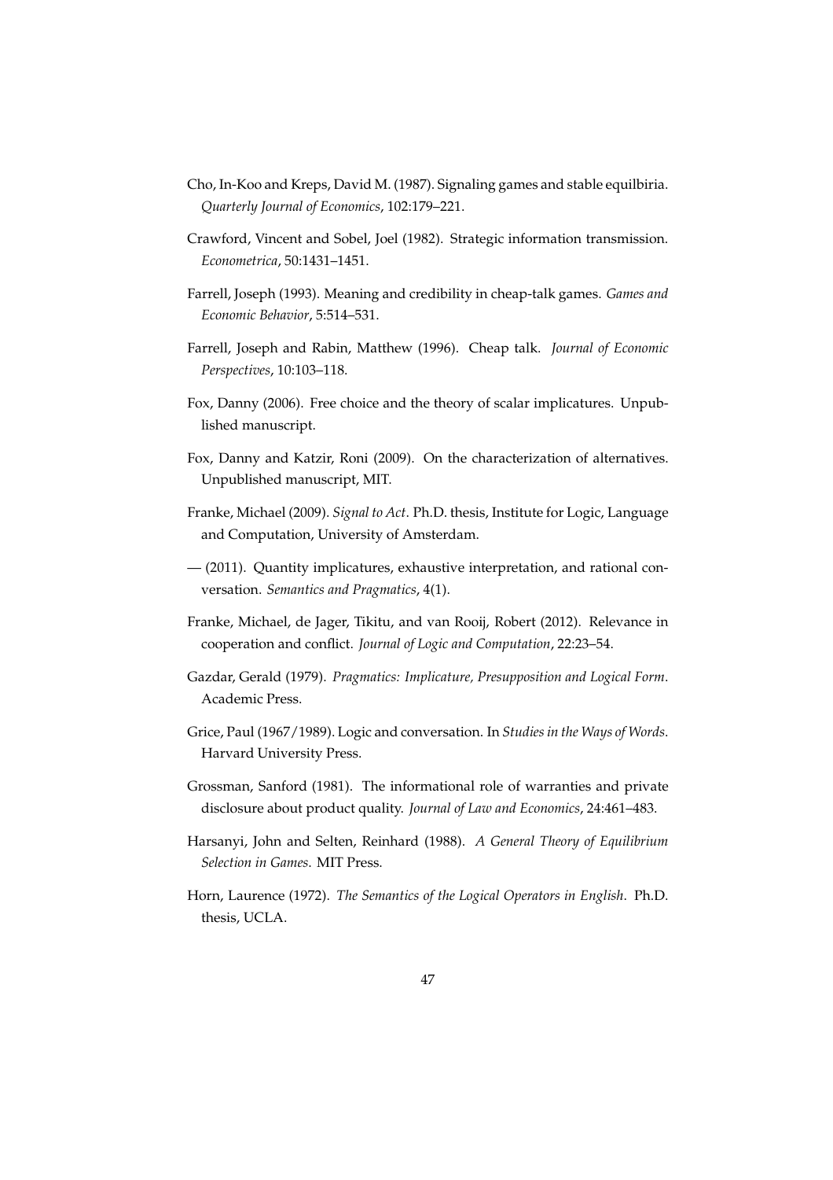Cho, In-Koo and Kreps, David M. (1987). Signaling games and stable equilbiria. *Quarterly Journal of Economics*, 102:179–221.

Crawford, Vincent and Sobel, Joel (1982). Strategic information transmission. *Econometrica*, 50:1431–1451.

Farrell, Joseph (1993). Meaning and credibility in cheap-talk games. *Games and Economic Behavior*, 5:514–531.

Farrell, Joseph and Rabin, Matthew (1996). Cheap talk. *Journal of Economic Perspectives*, 10:103–118.

Fox, Danny (2006). Free choice and the theory of scalar implicatures. Unpublished manuscript.

Fox, Danny and Katzir, Roni (2009). On the characterization of alternatives. Unpublished manuscript, MIT.

Franke, Michael (2009). *Signal to Act*. Ph.D. thesis, Institute for Logic, Language and Computation, University of Amsterdam.

— (2011). Quantity implicatures, exhaustive interpretation, and rational conversation. *Semantics and Pragmatics*, 4(1).

Franke, Michael, de Jager, Tikitu, and van Rooij, Robert (2012). Relevance in cooperation and conflict. *Journal of Logic and Computation*, 22:23–54.

Gazdar, Gerald (1979). *Pragmatics: Implicature, Presupposition and Logical Form*. Academic Press.

Grice, Paul (1967/1989). Logic and conversation. In *Studies in the Ways of Words*. Harvard University Press.

Grossman, Sanford (1981). The informational role of warranties and private disclosure about product quality. *Journal of Law and Economics*, 24:461–483.

Harsanyi, John and Selten, Reinhard (1988). *A General Theory of Equilibrium Selection in Games*. MIT Press.

Horn, Laurence (1972). *The Semantics of the Logical Operators in English*. Ph.D. thesis, UCLA.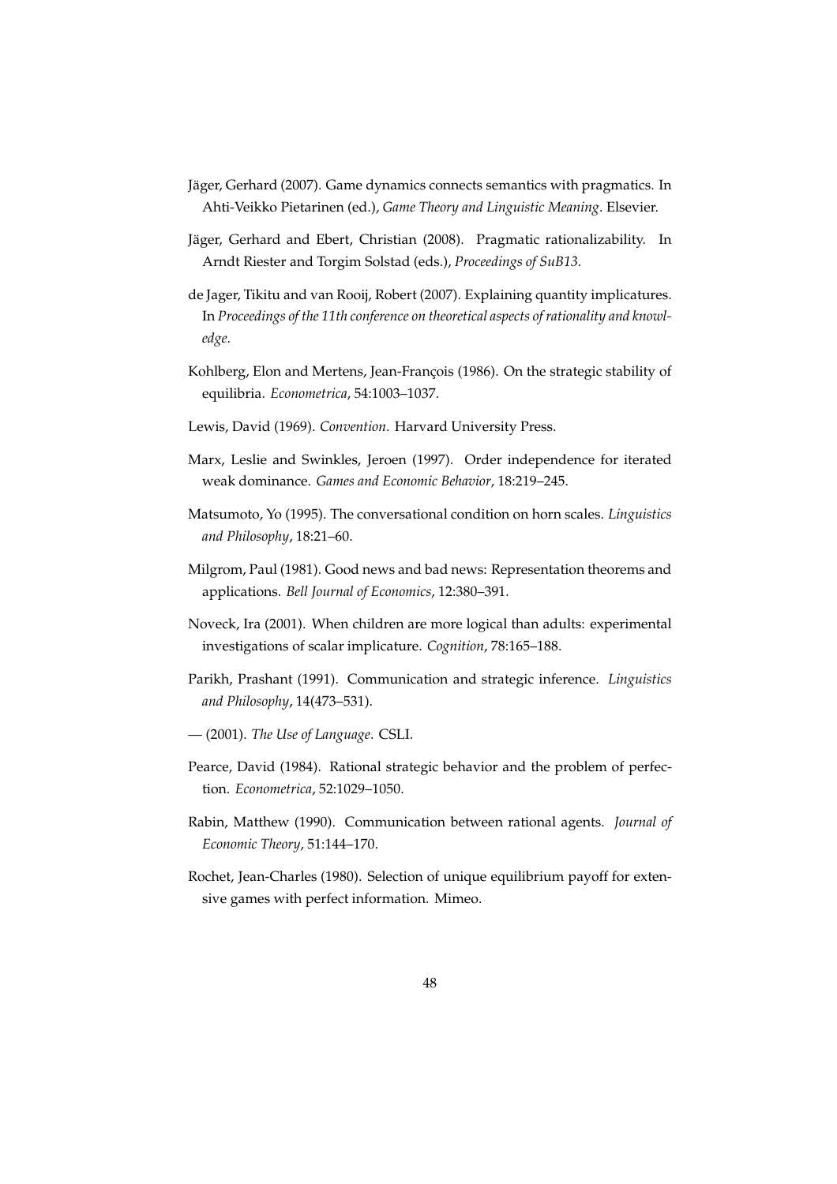Jäger, Gerhard (2007). Game dynamics connects semantics with pragmatics. In Ahti-Veikko Pietarinen (ed.), *Game Theory and Linguistic Meaning*. Elsevier.

Jäger, Gerhard and Ebert, Christian (2008). Pragmatic rationalizability. In Arndt Riester and Torgim Solstad (eds.), *Proceedings of SuB13*.

de Jager, Tikitu and van Rooij, Robert (2007). Explaining quantity implicatures. In *Proceedings of the 11th conference on theoretical aspects of rationality and knowledge*.

Kohlberg, Elon and Mertens, Jean-François (1986). On the strategic stability of equilibria. *Econometrica*, 54:1003–1037.

Lewis, David (1969). *Convention*. Harvard University Press.

Marx, Leslie and Swinkles, Jeroen (1997). Order independence for iterated weak dominance. *Games and Economic Behavior*, 18:219–245.

Matsumoto, Yo (1995). The conversational condition on horn scales. *Linguistics and Philosophy*, 18:21–60.

Milgrom, Paul (1981). Good news and bad news: Representation theorems and applications. *Bell Journal of Economics*, 12:380–391.

Noveck, Ira (2001). When children are more logical than adults: experimental investigations of scalar implicature. *Cognition*, 78:165–188.

Parikh, Prashant (1991). Communication and strategic inference. *Linguistics and Philosophy*, 14(473–531).

— (2001). *The Use of Language*. CSLI.

Pearce, David (1984). Rational strategic behavior and the problem of perfection. *Econometrica*, 52:1029–1050.

Rabin, Matthew (1990). Communication between rational agents. *Journal of Economic Theory*, 51:144–170.

Rochet, Jean-Charles (1980). Selection of unique equilibrium payoff for extensive games with perfect information. Mimeo.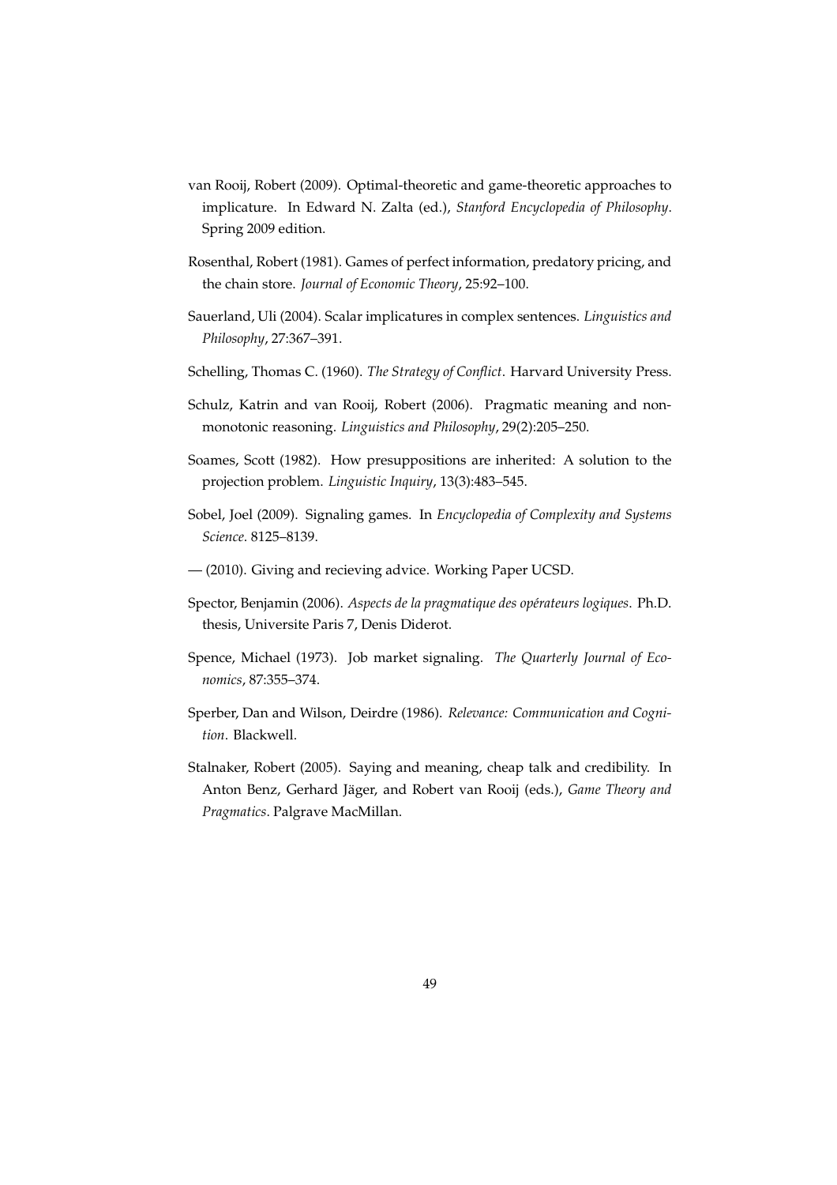van Rooij, Robert (2009). Optimal-theoretic and game-theoretic approaches to implicature. In Edward N. Zalta (ed.), *Stanford Encyclopedia of Philosophy*. Spring 2009 edition.

Rosenthal, Robert (1981). Games of perfect information, predatory pricing, and the chain store. *Journal of Economic Theory*, 25:92–100.

Sauerland, Uli (2004). Scalar implicatures in complex sentences. *Linguistics and Philosophy*, 27:367–391.

Schelling, Thomas C. (1960). *The Strategy of Conflict*. Harvard University Press.

Schulz, Katrin and van Rooij, Robert (2006). Pragmatic meaning and non-monotonic reasoning. *Linguistics and Philosophy*, 29(2):205–250.

Soames, Scott (1982). How presuppositions are inherited: A solution to the projection problem. *Linguistic Inquiry*, 13(3):483–545.

Sobel, Joel (2009). Signaling games. In *Encyclopedia of Complexity and Systems Science*. 8125–8139.

— (2010). Giving and recieving advice. Working Paper UCSD.

Spector, Benjamin (2006). *Aspects de la pragmatique des opérateurs logiques*. Ph.D. thesis, Universite Paris 7, Denis Diderot.

Spence, Michael (1973). Job market signaling. *The Quarterly Journal of Economics*, 87:355–374.

Sperber, Dan and Wilson, Deirdre (1986). *Relevance: Communication and Cognition*. Blackwell.

Stalnaker, Robert (2005). Saying and meaning, cheap talk and credibility. In Anton Benz, Gerhard Jäger, and Robert van Rooij (eds.), *Game Theory and Pragmatics*. Palgrave MacMillan.